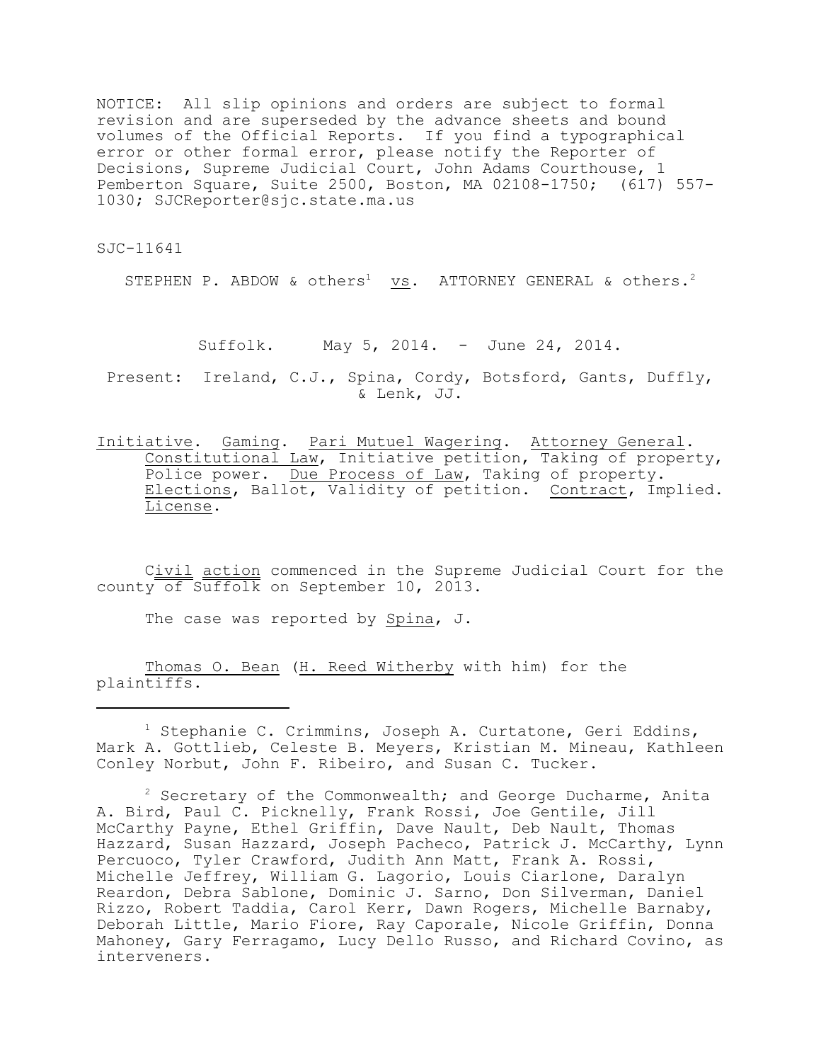NOTICE: All slip opinions and orders are subject to formal revision and are superseded by the advance sheets and bound volumes of the Official Reports. If you find a typographical error or other formal error, please notify the Reporter of Decisions, Supreme Judicial Court, John Adams Courthouse, 1 Pemberton Square, Suite 2500, Boston, MA 02108-1750; (617) 557-1030; SJCReporter@sjc.state.ma.us

SJC-11641

STEPHEN P. ABDOW & others[1] vs. ATTORNEY GENERAL & others.[2]

Suffolk. May 5, 2014. - June 24, 2014.

Present: Ireland, C.J., Spina, Cordy, Botsford, Gants, Duffly, & Lenk, JJ.

Initiative. Gaming. Pari Mutuel Wagering. Attorney General. Constitutional Law, Initiative petition, Taking of property, Police power. Due Process of Law, Taking of property. Elections, Ballot, Validity of petition. Contract, Implied. License.

Civil action commenced in the Supreme Judicial Court for the county of Suffolk on September 10, 2013.

The case was reported by Spina, J.

Thomas O. Bean (H. Reed Witherby with him) for the plaintiffs.

---

[1] Stephanie C. Crimmins, Joseph A. Curtatone, Geri Eddins, Mark A. Gottlieb, Celeste B. Meyers, Kristian M. Mineau, Kathleen Conley Norbut, John F. Ribeiro, and Susan C. Tucker.

[2] Secretary of the Commonwealth; and George Ducharme, Anita A. Bird, Paul C. Picknelly, Frank Rossi, Joe Gentile, Jill McCarthy Payne, Ethel Griffin, Dave Nault, Deb Nault, Thomas Hazzard, Susan Hazzard, Joseph Pacheco, Patrick J. McCarthy, Lynn Percuoco, Tyler Crawford, Judith Ann Matt, Frank A. Rossi, Michelle Jeffrey, William G. Lagorio, Louis Ciarlone, Daralyn Reardon, Debra Sablone, Dominic J. Sarno, Don Silverman, Daniel Rizzo, Robert Taddia, Carol Kerr, Dawn Rogers, Michelle Barnaby, Deborah Little, Mario Fiore, Ray Caporale, Nicole Griffin, Donna Mahoney, Gary Ferragamo, Lucy Dello Russo, and Richard Covino, as interveners.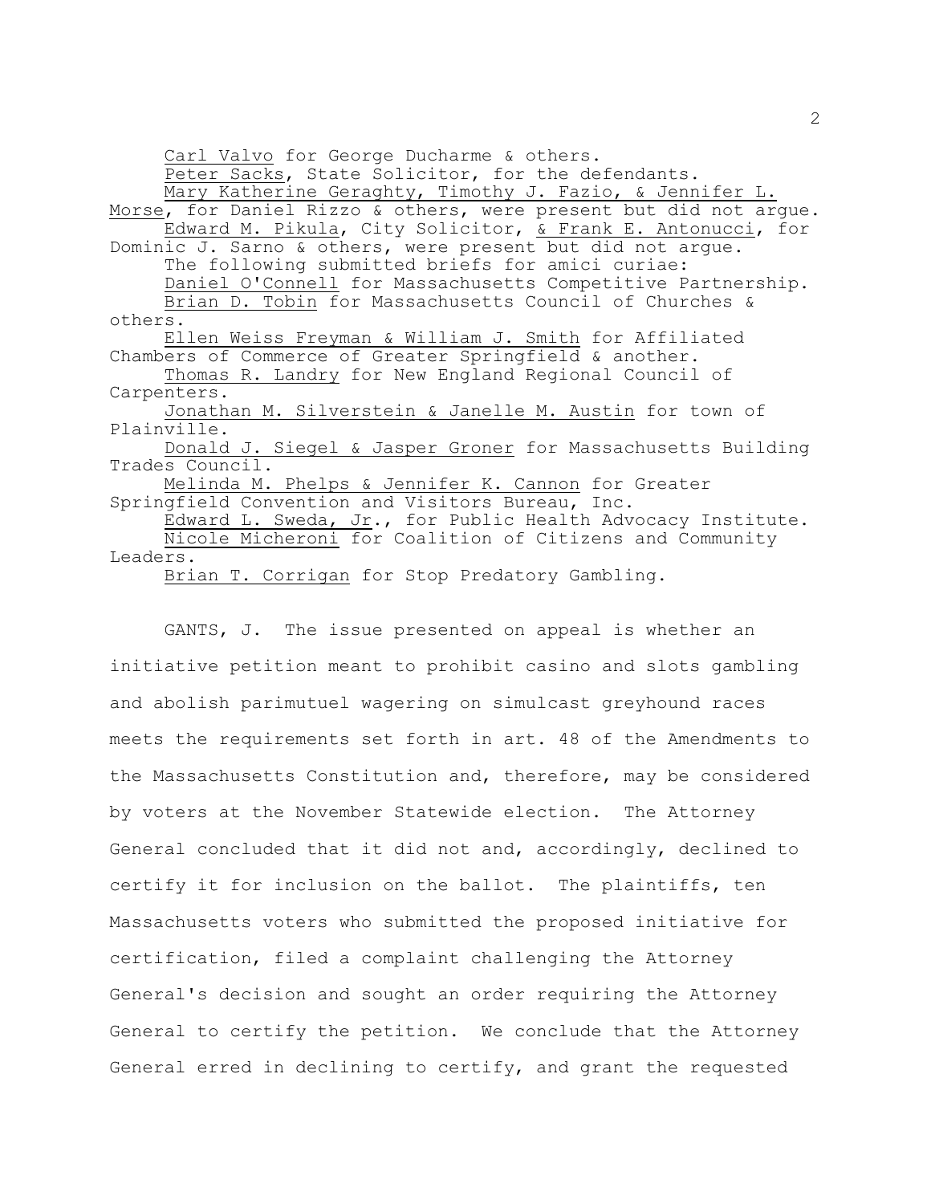Carl Valvo for George Ducharme & others.

Peter Sacks, State Solicitor, for the defendants.

Mary Katherine Geraghty, Timothy J. Fazio, & Jennifer L. Morse, for Daniel Rizzo & others, were present but did not argue.

Edward M. Pikula, City Solicitor, & Frank E. Antonucci, for Dominic J. Sarno & others, were present but did not argue.

The following submitted briefs for amici curiae:

Daniel O'Connell for Massachusetts Competitive Partnership.

Brian D. Tobin for Massachusetts Council of Churches & others.

Ellen Weiss Freyman & William J. Smith for Affiliated Chambers of Commerce of Greater Springfield & another.

Thomas R. Landry for New England Regional Council of Carpenters.

Jonathan M. Silverstein & Janelle M. Austin for town of Plainville.

Donald J. Siegel & Jasper Groner for Massachusetts Building Trades Council.

Melinda M. Phelps & Jennifer K. Cannon for Greater Springfield Convention and Visitors Bureau, Inc.

Edward L. Sweda, Jr., for Public Health Advocacy Institute.

Nicole Micheroni for Coalition of Citizens and Community Leaders.

Brian T. Corrigan for Stop Predatory Gambling.

GANTS, J. The issue presented on appeal is whether an initiative petition meant to prohibit casino and slots gambling and abolish parimutuel wagering on simulcast greyhound races meets the requirements set forth in art. 48 of the Amendments to the Massachusetts Constitution and, therefore, may be considered by voters at the November Statewide election. The Attorney General concluded that it did not and, accordingly, declined to certify it for inclusion on the ballot. The plaintiffs, ten Massachusetts voters who submitted the proposed initiative for certification, filed a complaint challenging the Attorney General's decision and sought an order requiring the Attorney General to certify the petition. We conclude that the Attorney General erred in declining to certify, and grant the requested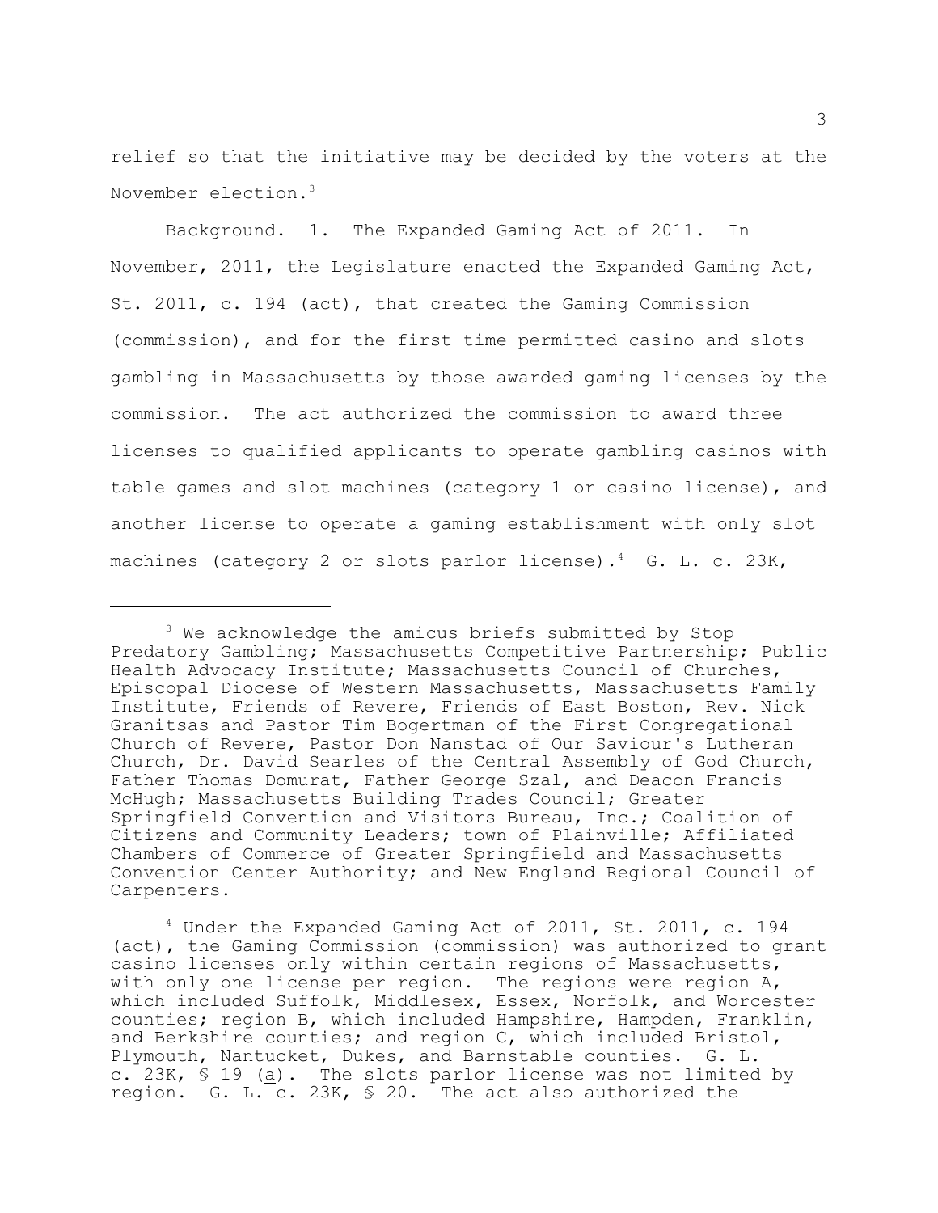relief so that the initiative may be decided by the voters at the November election.[3]

Background. 1. The Expanded Gaming Act of 2011. In November, 2011, the Legislature enacted the Expanded Gaming Act, St. 2011, c. 194 (act), that created the Gaming Commission (commission), and for the first time permitted casino and slots gambling in Massachusetts by those awarded gaming licenses by the commission. The act authorized the commission to award three licenses to qualified applicants to operate gambling casinos with table games and slot machines (category 1 or casino license), and another license to operate a gaming establishment with only slot machines (category 2 or slots parlor license).[4] G. L. c. 23K,

---

[3] We acknowledge the amicus briefs submitted by Stop Predatory Gambling; Massachusetts Competitive Partnership; Public Health Advocacy Institute; Massachusetts Council of Churches, Episcopal Diocese of Western Massachusetts, Massachusetts Family Institute, Friends of Revere, Friends of East Boston, Rev. Nick Granitsas and Pastor Tim Bogertman of the First Congregational Church of Revere, Pastor Don Nanstad of Our Saviour's Lutheran Church, Dr. David Searles of the Central Assembly of God Church, Father Thomas Domurat, Father George Szal, and Deacon Francis McHugh; Massachusetts Building Trades Council; Greater Springfield Convention and Visitors Bureau, Inc.; Coalition of Citizens and Community Leaders; town of Plainville; Affiliated Chambers of Commerce of Greater Springfield and Massachusetts Convention Center Authority; and New England Regional Council of Carpenters.

[4] Under the Expanded Gaming Act of 2011, St. 2011, c. 194 (act), the Gaming Commission (commission) was authorized to grant casino licenses only within certain regions of Massachusetts, with only one license per region. The regions were region A, which included Suffolk, Middlesex, Essex, Norfolk, and Worcester counties; region B, which included Hampshire, Hampden, Franklin, and Berkshire counties; and region C, which included Bristol, Plymouth, Nantucket, Dukes, and Barnstable counties. G. L. c. 23K, § 19 (a). The slots parlor license was not limited by region. G. L. c. 23K, § 20. The act also authorized the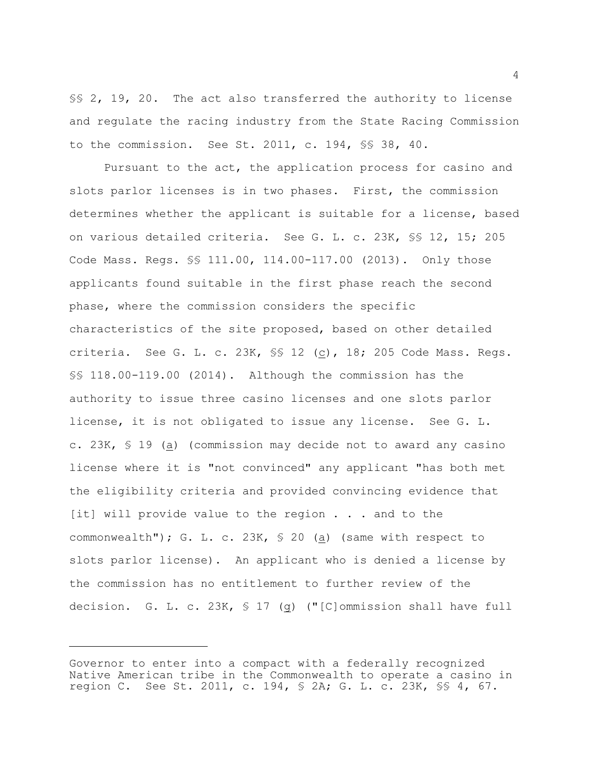§§ 2, 19, 20. The act also transferred the authority to license and regulate the racing industry from the State Racing Commission to the commission. See St. 2011, c. 194, §§ 38, 40.

Pursuant to the act, the application process for casino and slots parlor licenses is in two phases. First, the commission determines whether the applicant is suitable for a license, based on various detailed criteria. See G. L. c. 23K, §§ 12, 15; 205 Code Mass. Regs. §§ 111.00, 114.00-117.00 (2013). Only those applicants found suitable in the first phase reach the second phase, where the commission considers the specific characteristics of the site proposed, based on other detailed criteria. See G. L. c. 23K, §§ 12 (_c_), 18; 205 Code Mass. Regs. §§ 118.00-119.00 (2014). Although the commission has the authority to issue three casino licenses and one slots parlor license, it is not obligated to issue any license. See G. L. c. 23K, § 19 (_a_) (commission may decide not to award any casino license where it is "not convinced" any applicant "has both met the eligibility criteria and provided convincing evidence that [it] will provide value to the region . . . and to the commonwealth"); G. L. c. 23K, § 20 (_a_) (same with respect to slots parlor license). An applicant who is denied a license by the commission has no entitlement to further review of the decision. G. L. c. 23K, § 17 (_g_) ("[C]ommission shall have full

---

Governor to enter into a compact with a federally recognized Native American tribe in the Commonwealth to operate a casino in region C. See St. 2011, c. 194, § 2A; G. L. c. 23K, §§ 4, 67.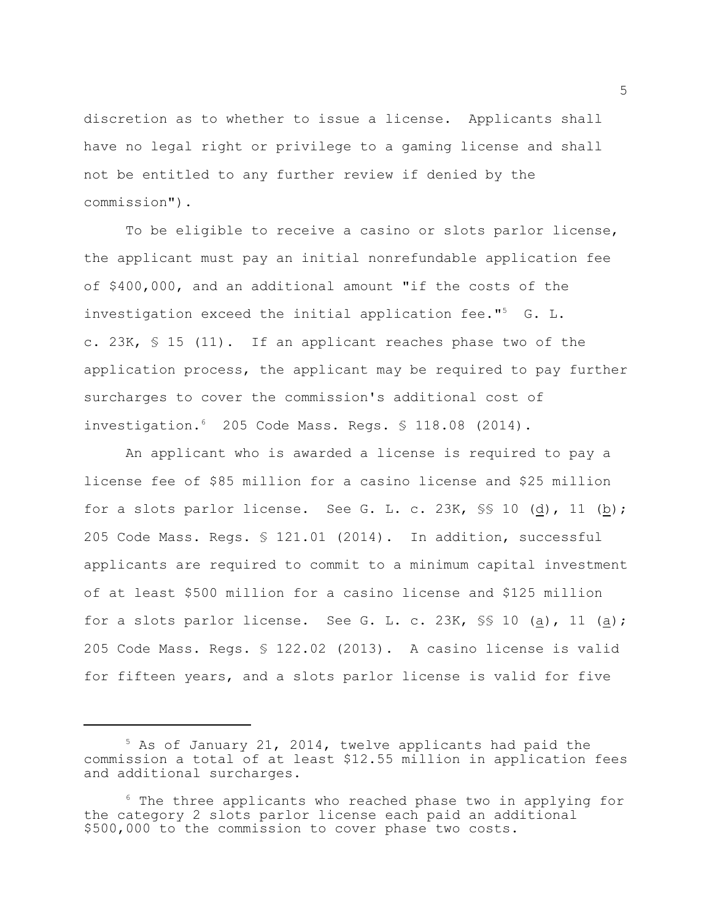discretion as to whether to issue a license. Applicants shall have no legal right or privilege to a gaming license and shall not be entitled to any further review if denied by the commission").

To be eligible to receive a casino or slots parlor license, the applicant must pay an initial nonrefundable application fee of $400,000, and an additional amount "if the costs of the investigation exceed the initial application fee."[5] G. L. c. 23K, § 15 (11). If an applicant reaches phase two of the application process, the applicant may be required to pay further surcharges to cover the commission's additional cost of investigation.[6] 205 Code Mass. Regs. § 118.08 (2014).

An applicant who is awarded a license is required to pay a license fee of $85 million for a casino license and $25 million for a slots parlor license. See G. L. c. 23K, §§ 10 (d), 11 (b); 205 Code Mass. Regs. § 121.01 (2014). In addition, successful applicants are required to commit to a minimum capital investment of at least $500 million for a casino license and $125 million for a slots parlor license. See G. L. c. 23K, §§ 10 (a), 11 (a); 205 Code Mass. Regs. § 122.02 (2013). A casino license is valid for fifteen years, and a slots parlor license is valid for five

[5] As of January 21, 2014, twelve applicants had paid the commission a total of at least $12.55 million in application fees and additional surcharges.

[6] The three applicants who reached phase two in applying for the category 2 slots parlor license each paid an additional $500,000 to the commission to cover phase two costs.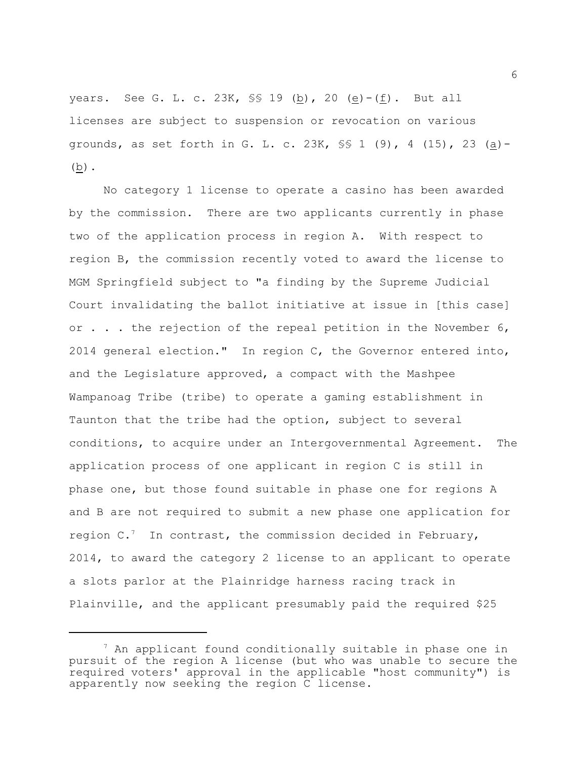years. See G. L. c. 23K, §§ 19 (b), 20 (e)-(f). But all licenses are subject to suspension or revocation on various grounds, as set forth in G. L. c. 23K, §§ 1 (9), 4 (15), 23 (a)-(b).

No category 1 license to operate a casino has been awarded by the commission. There are two applicants currently in phase two of the application process in region A. With respect to region B, the commission recently voted to award the license to MGM Springfield subject to "a finding by the Supreme Judicial Court invalidating the ballot initiative at issue in [this case] or . . . the rejection of the repeal petition in the November 6, 2014 general election." In region C, the Governor entered into, and the Legislature approved, a compact with the Mashpee Wampanoag Tribe (tribe) to operate a gaming establishment in Taunton that the tribe had the option, subject to several conditions, to acquire under an Intergovernmental Agreement. The application process of one applicant in region C is still in phase one, but those found suitable in phase one for regions A and B are not required to submit a new phase one application for region C.[7] In contrast, the commission decided in February, 2014, to award the category 2 license to an applicant to operate a slots parlor at the Plainridge harness racing track in Plainville, and the applicant presumably paid the required $25

[7] An applicant found conditionally suitable in phase one in pursuit of the region A license (but who was unable to secure the required voters' approval in the applicable "host community") is apparently now seeking the region C license.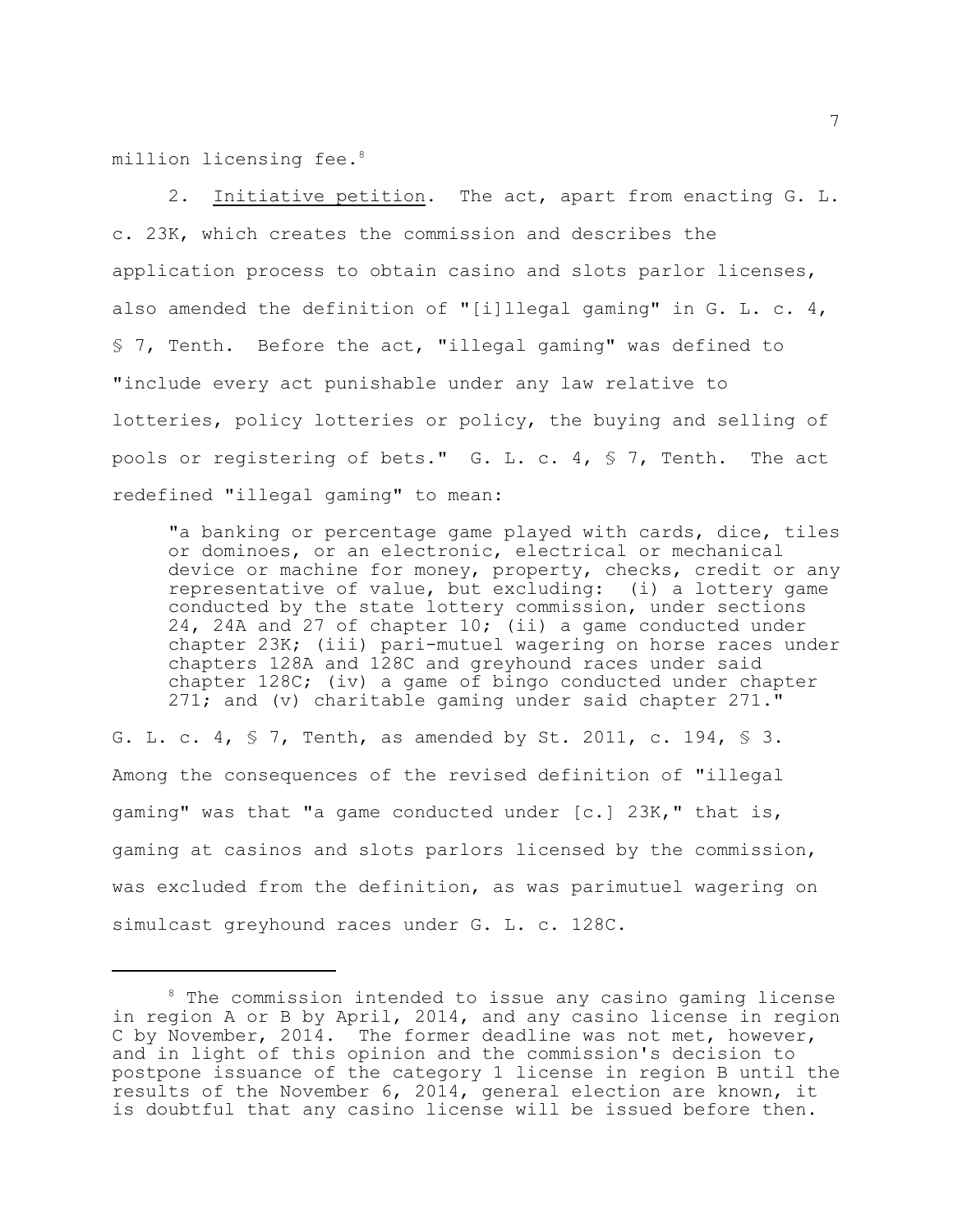million licensing fee.[8]

2. Initiative petition. The act, apart from enacting G. L. c. 23K, which creates the commission and describes the application process to obtain casino and slots parlor licenses, also amended the definition of "[i]llegal gaming" in G. L. c. 4, § 7, Tenth. Before the act, "illegal gaming" was defined to "include every act punishable under any law relative to lotteries, policy lotteries or policy, the buying and selling of pools or registering of bets." G. L. c. 4, § 7, Tenth. The act redefined "illegal gaming" to mean:

> "a banking or percentage game played with cards, dice, tiles or dominoes, or an electronic, electrical or mechanical device or machine for money, property, checks, credit or any representative of value, but excluding: (i) a lottery game conducted by the state lottery commission, under sections 24, 24A and 27 of chapter 10; (ii) a game conducted under chapter 23K; (iii) pari-mutuel wagering on horse races under chapters 128A and 128C and greyhound races under said chapter 128C; (iv) a game of bingo conducted under chapter 271; and (v) charitable gaming under said chapter 271."

G. L. c. 4, § 7, Tenth, as amended by St. 2011, c. 194, § 3. Among the consequences of the revised definition of "illegal gaming" was that "a game conducted under [c.] 23K," that is, gaming at casinos and slots parlors licensed by the commission, was excluded from the definition, as was parimutuel wagering on simulcast greyhound races under G. L. c. 128C.

---

[8] The commission intended to issue any casino gaming license in region A or B by April, 2014, and any casino license in region C by November, 2014. The former deadline was not met, however, and in light of this opinion and the commission's decision to postpone issuance of the category 1 license in region B until the results of the November 6, 2014, general election are known, it is doubtful that any casino license will be issued before then.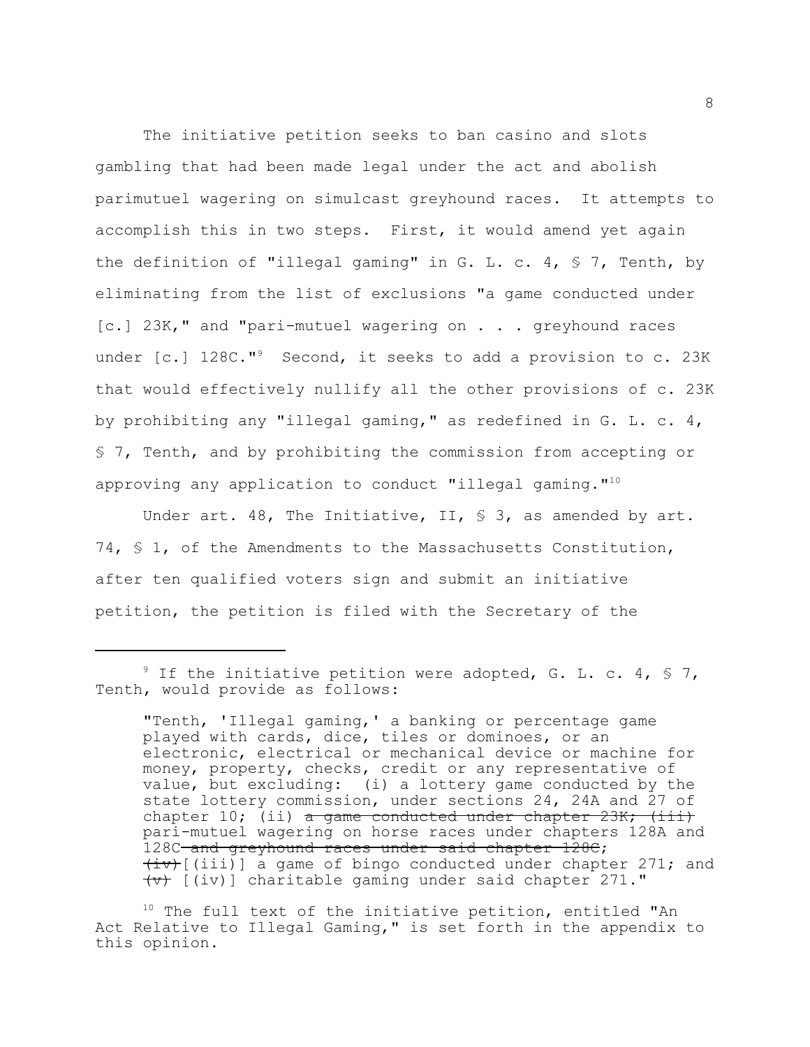The initiative petition seeks to ban casino and slots gambling that had been made legal under the act and abolish parimutuel wagering on simulcast greyhound races. It attempts to accomplish this in two steps. First, it would amend yet again the definition of "illegal gaming" in G. L. c. 4, § 7, Tenth, by eliminating from the list of exclusions "a game conducted under [c.] 23K," and "pari-mutuel wagering on . . . greyhound races under [c.] 128C."[9] Second, it seeks to add a provision to c. 23K that would effectively nullify all the other provisions of c. 23K by prohibiting any "illegal gaming," as redefined in G. L. c. 4, § 7, Tenth, and by prohibiting the commission from accepting or approving any application to conduct "illegal gaming."[10]

Under art. 48, The Initiative, II, § 3, as amended by art. 74, § 1, of the Amendments to the Massachusetts Constitution, after ten qualified voters sign and submit an initiative petition, the petition is filed with the Secretary of the

---

[9] If the initiative petition were adopted, G. L. c. 4, § 7, Tenth, would provide as follows:

> "Tenth, 'Illegal gaming,' a banking or percentage game played with cards, dice, tiles or dominoes, or an electronic, electrical or mechanical device or machine for money, property, checks, credit or any representative of value, but excluding: (i) a lottery game conducted by the state lottery commission, under sections 24, 24A and 27 of chapter 10; (ii) ~~a game conducted under chapter 23K; (iii)~~ pari-mutuel wagering on horse races under chapters 128A and 128C~~ and greyhound races under said chapter 128C~~; ~~(iv)~~[(iii)] a game of bingo conducted under chapter 271; and ~~(v)~~ [(iv)] charitable gaming under said chapter 271."

[10] The full text of the initiative petition, entitled "An Act Relative to Illegal Gaming," is set forth in the appendix to this opinion.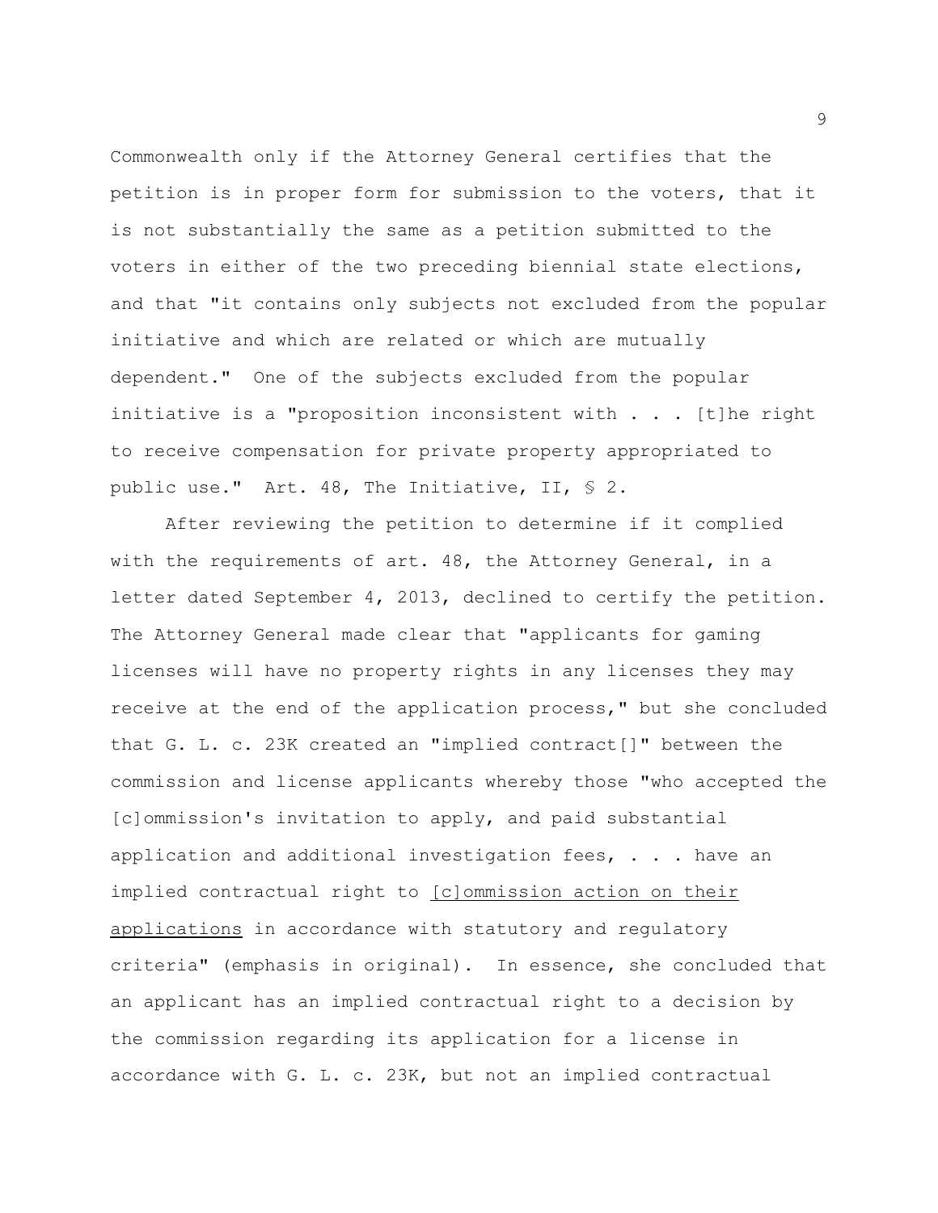Commonwealth only if the Attorney General certifies that the petition is in proper form for submission to the voters, that it is not substantially the same as a petition submitted to the voters in either of the two preceding biennial state elections, and that "it contains only subjects not excluded from the popular initiative and which are related or which are mutually dependent." One of the subjects excluded from the popular initiative is a "proposition inconsistent with . . . [t]he right to receive compensation for private property appropriated to public use." Art. 48, The Initiative, II, § 2.

After reviewing the petition to determine if it complied with the requirements of art. 48, the Attorney General, in a letter dated September 4, 2013, declined to certify the petition. The Attorney General made clear that "applicants for gaming licenses will have no property rights in any licenses they may receive at the end of the application process," but she concluded that G. L. c. 23K created an "implied contract[]" between the commission and license applicants whereby those "who accepted the [c]ommission's invitation to apply, and paid substantial application and additional investigation fees, . . . have an implied contractual right to <u>[c]ommission action on their applications</u> in accordance with statutory and regulatory criteria" (emphasis in original). In essence, she concluded that an applicant has an implied contractual right to a decision by the commission regarding its application for a license in accordance with G. L. c. 23K, but not an implied contractual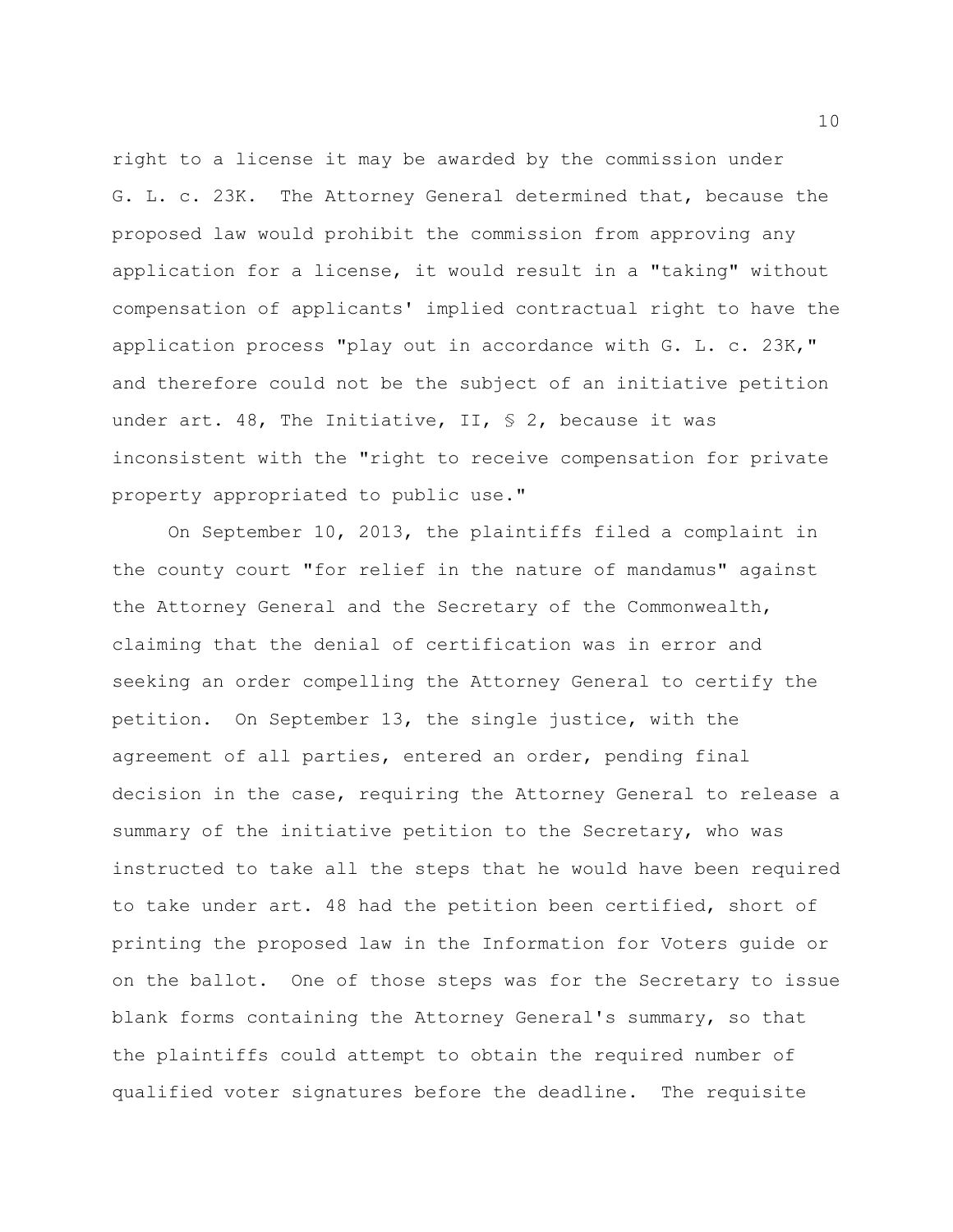right to a license it may be awarded by the commission under G. L. c. 23K. The Attorney General determined that, because the proposed law would prohibit the commission from approving any application for a license, it would result in a "taking" without compensation of applicants' implied contractual right to have the application process "play out in accordance with G. L. c. 23K," and therefore could not be the subject of an initiative petition under art. 48, The Initiative, II, § 2, because it was inconsistent with the "right to receive compensation for private property appropriated to public use."

On September 10, 2013, the plaintiffs filed a complaint in the county court "for relief in the nature of mandamus" against the Attorney General and the Secretary of the Commonwealth, claiming that the denial of certification was in error and seeking an order compelling the Attorney General to certify the petition. On September 13, the single justice, with the agreement of all parties, entered an order, pending final decision in the case, requiring the Attorney General to release a summary of the initiative petition to the Secretary, who was instructed to take all the steps that he would have been required to take under art. 48 had the petition been certified, short of printing the proposed law in the Information for Voters guide or on the ballot. One of those steps was for the Secretary to issue blank forms containing the Attorney General's summary, so that the plaintiffs could attempt to obtain the required number of qualified voter signatures before the deadline. The requisite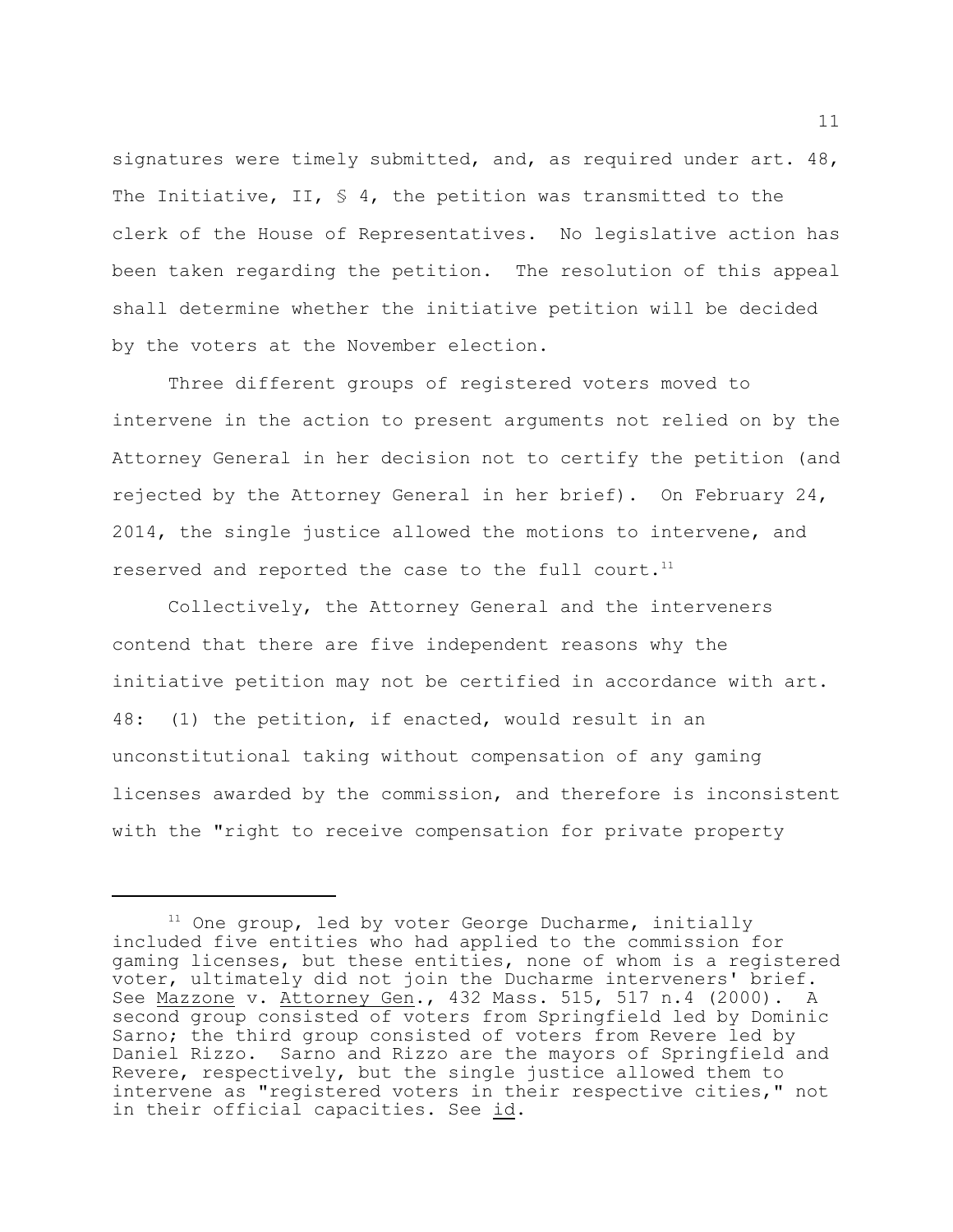signatures were timely submitted, and, as required under art. 48, The Initiative, II, § 4, the petition was transmitted to the clerk of the House of Representatives. No legislative action has been taken regarding the petition. The resolution of this appeal shall determine whether the initiative petition will be decided by the voters at the November election.

Three different groups of registered voters moved to intervene in the action to present arguments not relied on by the Attorney General in her decision not to certify the petition (and rejected by the Attorney General in her brief). On February 24, 2014, the single justice allowed the motions to intervene, and reserved and reported the case to the full court.[11]

Collectively, the Attorney General and the interveners contend that there are five independent reasons why the initiative petition may not be certified in accordance with art. 48: (1) the petition, if enacted, would result in an unconstitutional taking without compensation of any gaming licenses awarded by the commission, and therefore is inconsistent with the "right to receive compensation for private property

---

[11] One group, led by voter George Ducharme, initially included five entities who had applied to the commission for gaming licenses, but these entities, none of whom is a registered voter, ultimately did not join the Ducharme interveners' brief. See Mazzone v. Attorney Gen., 432 Mass. 515, 517 n.4 (2000). A second group consisted of voters from Springfield led by Dominic Sarno; the third group consisted of voters from Revere led by Daniel Rizzo. Sarno and Rizzo are the mayors of Springfield and Revere, respectively, but the single justice allowed them to intervene as "registered voters in their respective cities," not in their official capacities. See id.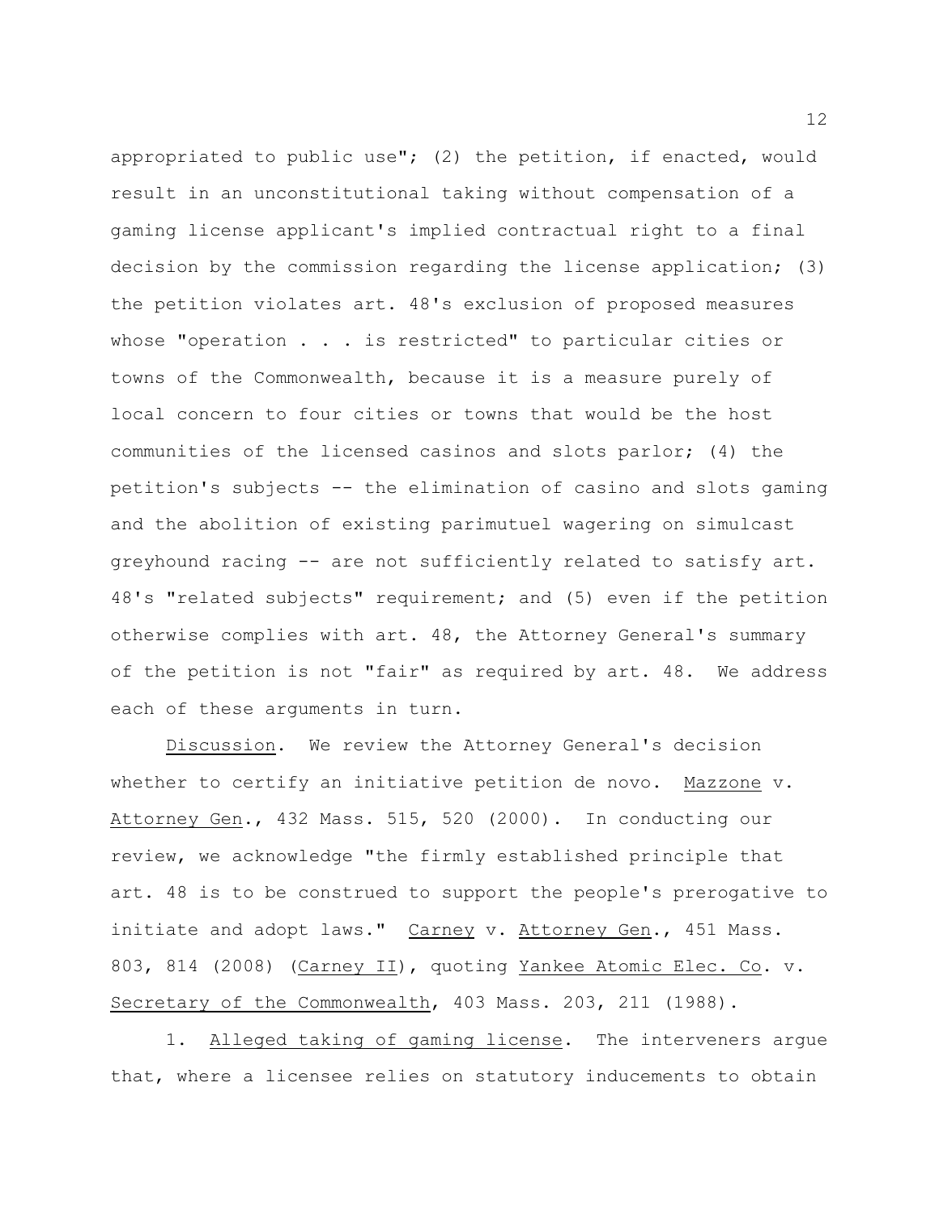appropriated to public use"; (2) the petition, if enacted, would result in an unconstitutional taking without compensation of a gaming license applicant's implied contractual right to a final decision by the commission regarding the license application; (3) the petition violates art. 48's exclusion of proposed measures whose "operation . . . is restricted" to particular cities or towns of the Commonwealth, because it is a measure purely of local concern to four cities or towns that would be the host communities of the licensed casinos and slots parlor; (4) the petition's subjects -- the elimination of casino and slots gaming and the abolition of existing parimutuel wagering on simulcast greyhound racing -- are not sufficiently related to satisfy art. 48's "related subjects" requirement; and (5) even if the petition otherwise complies with art. 48, the Attorney General's summary of the petition is not "fair" as required by art. 48. We address each of these arguments in turn.

Discussion. We review the Attorney General's decision whether to certify an initiative petition de novo. Mazzone v. Attorney Gen., 432 Mass. 515, 520 (2000). In conducting our review, we acknowledge "the firmly established principle that art. 48 is to be construed to support the people's prerogative to initiate and adopt laws." Carney v. Attorney Gen., 451 Mass. 803, 814 (2008) (Carney II), quoting Yankee Atomic Elec. Co. v. Secretary of the Commonwealth, 403 Mass. 203, 211 (1988).

1. Alleged taking of gaming license. The interveners argue that, where a licensee relies on statutory inducements to obtain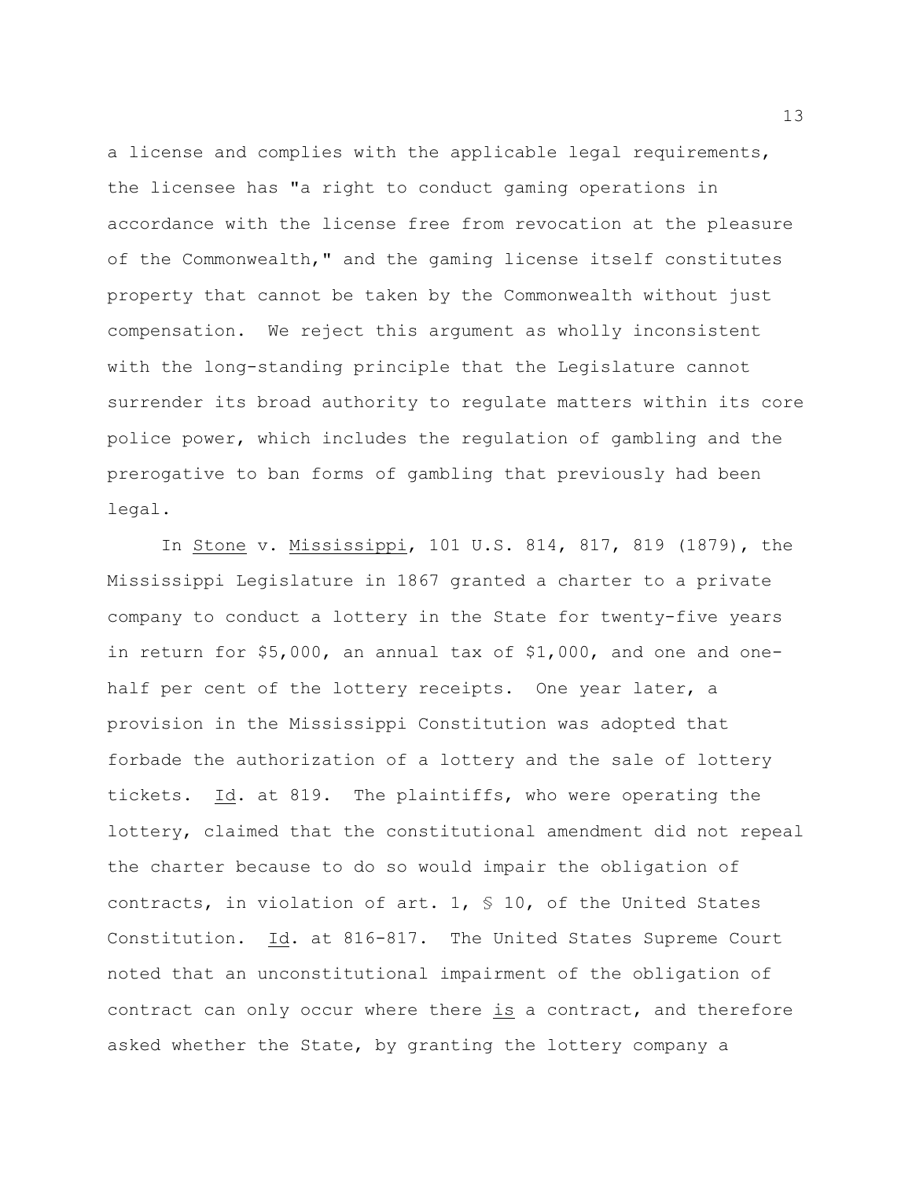a license and complies with the applicable legal requirements, the licensee has "a right to conduct gaming operations in accordance with the license free from revocation at the pleasure of the Commonwealth," and the gaming license itself constitutes property that cannot be taken by the Commonwealth without just compensation. We reject this argument as wholly inconsistent with the long-standing principle that the Legislature cannot surrender its broad authority to regulate matters within its core police power, which includes the regulation of gambling and the prerogative to ban forms of gambling that previously had been legal.

In Stone v. Mississippi, 101 U.S. 814, 817, 819 (1879), the Mississippi Legislature in 1867 granted a charter to a private company to conduct a lottery in the State for twenty-five years in return for $5,000, an annual tax of $1,000, and one and one-half per cent of the lottery receipts. One year later, a provision in the Mississippi Constitution was adopted that forbade the authorization of a lottery and the sale of lottery tickets. Id. at 819. The plaintiffs, who were operating the lottery, claimed that the constitutional amendment did not repeal the charter because to do so would impair the obligation of contracts, in violation of art. 1, § 10, of the United States Constitution. Id. at 816-817. The United States Supreme Court noted that an unconstitutional impairment of the obligation of contract can only occur where there is a contract, and therefore asked whether the State, by granting the lottery company a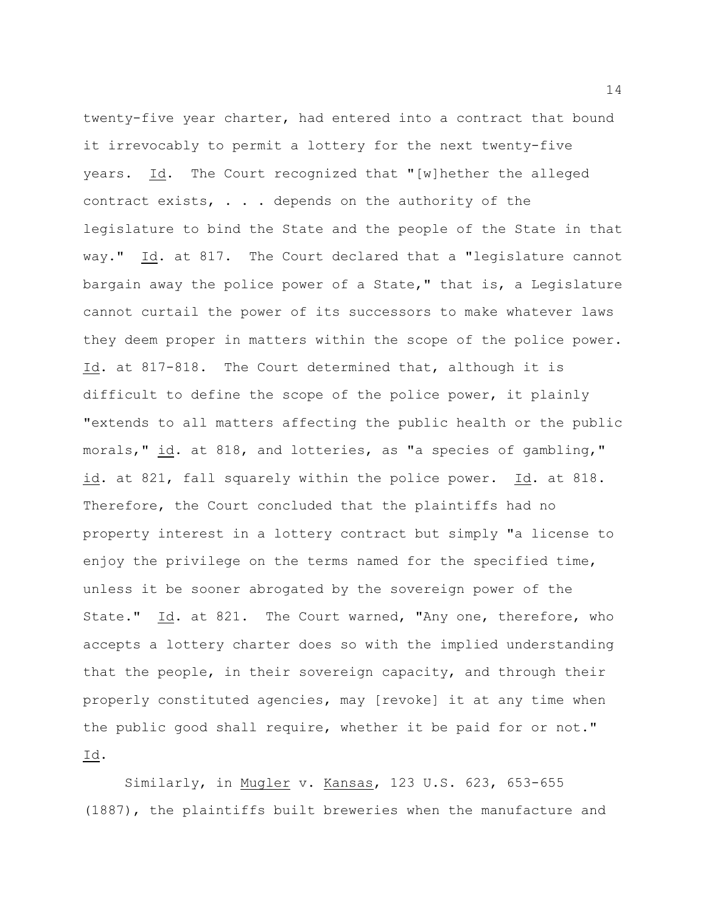twenty-five year charter, had entered into a contract that bound it irrevocably to permit a lottery for the next twenty-five years. Id. The Court recognized that "[w]hether the alleged contract exists, . . . depends on the authority of the legislature to bind the State and the people of the State in that way." Id. at 817. The Court declared that a "legislature cannot bargain away the police power of a State," that is, a Legislature cannot curtail the power of its successors to make whatever laws they deem proper in matters within the scope of the police power. Id. at 817-818. The Court determined that, although it is difficult to define the scope of the police power, it plainly "extends to all matters affecting the public health or the public morals," id. at 818, and lotteries, as "a species of gambling," id. at 821, fall squarely within the police power. Id. at 818. Therefore, the Court concluded that the plaintiffs had no property interest in a lottery contract but simply "a license to enjoy the privilege on the terms named for the specified time, unless it be sooner abrogated by the sovereign power of the State." Id. at 821. The Court warned, "Any one, therefore, who accepts a lottery charter does so with the implied understanding that the people, in their sovereign capacity, and through their properly constituted agencies, may [revoke] it at any time when the public good shall require, whether it be paid for or not." Id.

Similarly, in Mugler v. Kansas, 123 U.S. 623, 653-655 (1887), the plaintiffs built breweries when the manufacture and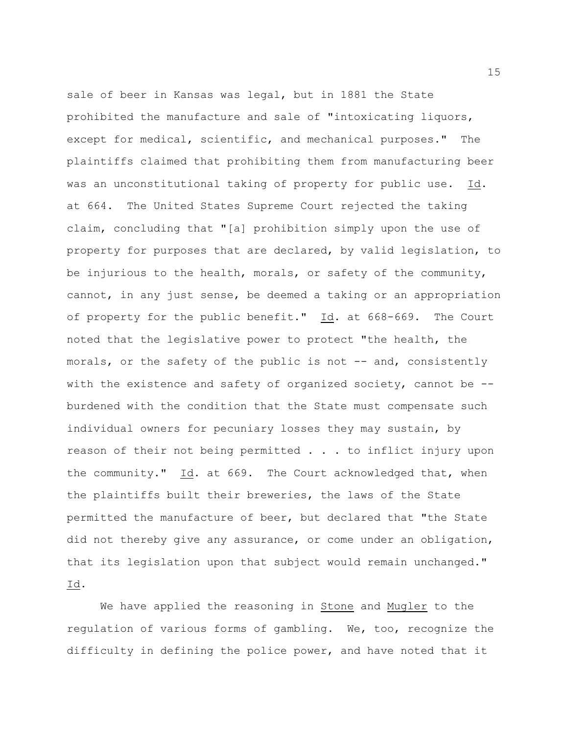sale of beer in Kansas was legal, but in 1881 the State prohibited the manufacture and sale of "intoxicating liquors, except for medical, scientific, and mechanical purposes." The plaintiffs claimed that prohibiting them from manufacturing beer was an unconstitutional taking of property for public use. Id. at 664. The United States Supreme Court rejected the taking claim, concluding that "[a] prohibition simply upon the use of property for purposes that are declared, by valid legislation, to be injurious to the health, morals, or safety of the community, cannot, in any just sense, be deemed a taking or an appropriation of property for the public benefit." Id. at 668-669. The Court noted that the legislative power to protect "the health, the morals, or the safety of the public is not -- and, consistently with the existence and safety of organized society, cannot be -- burdened with the condition that the State must compensate such individual owners for pecuniary losses they may sustain, by reason of their not being permitted . . . to inflict injury upon the community." Id. at 669. The Court acknowledged that, when the plaintiffs built their breweries, the laws of the State permitted the manufacture of beer, but declared that "the State did not thereby give any assurance, or come under an obligation, that its legislation upon that subject would remain unchanged." Id.

We have applied the reasoning in Stone and Mugler to the regulation of various forms of gambling. We, too, recognize the difficulty in defining the police power, and have noted that it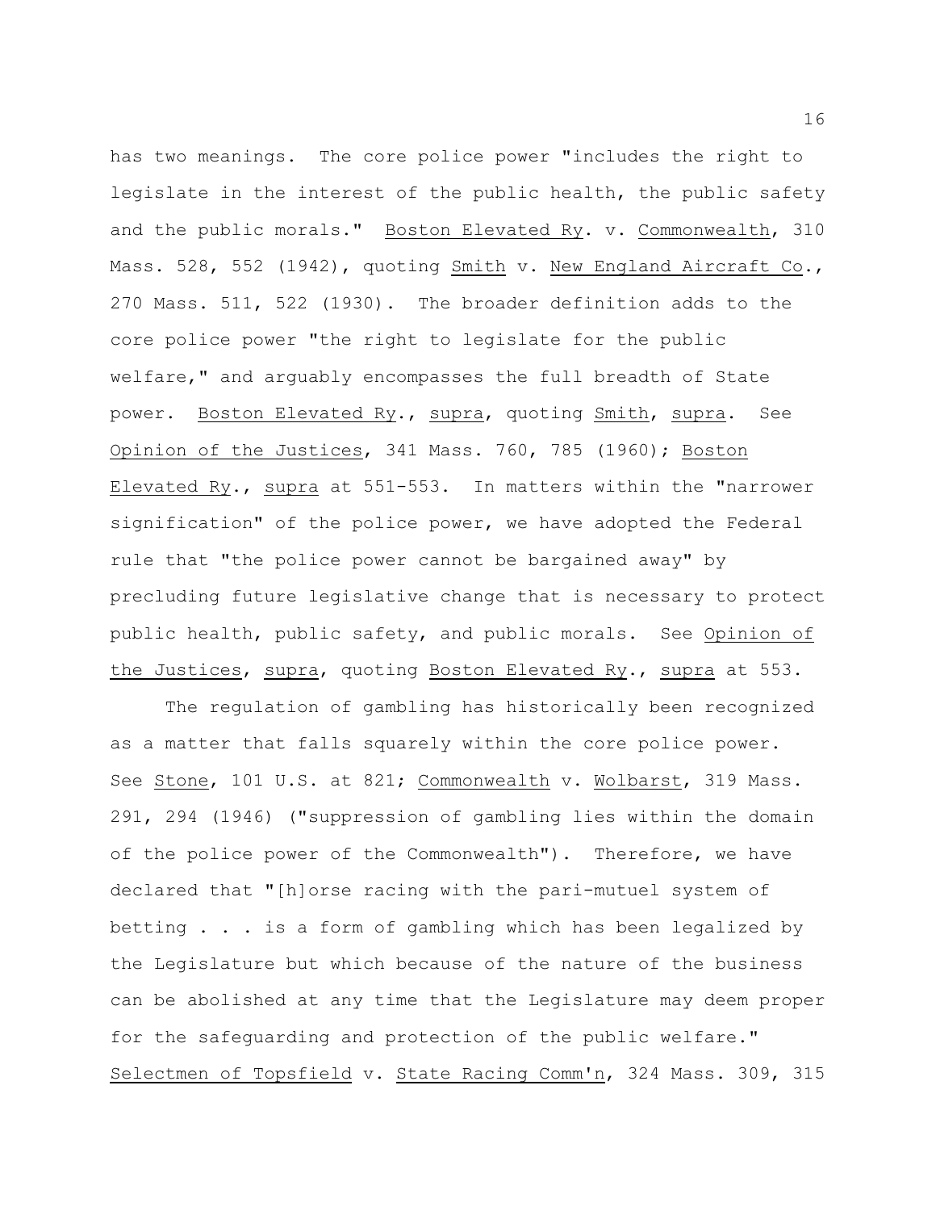has two meanings. The core police power "includes the right to legislate in the interest of the public health, the public safety and the public morals." Boston Elevated Ry. v. Commonwealth, 310 Mass. 528, 552 (1942), quoting Smith v. New England Aircraft Co., 270 Mass. 511, 522 (1930). The broader definition adds to the core police power "the right to legislate for the public welfare," and arguably encompasses the full breadth of State power. Boston Elevated Ry., supra, quoting Smith, supra. See Opinion of the Justices, 341 Mass. 760, 785 (1960); Boston Elevated Ry., supra at 551-553. In matters within the "narrower signification" of the police power, we have adopted the Federal rule that "the police power cannot be bargained away" by precluding future legislative change that is necessary to protect public health, public safety, and public morals. See Opinion of the Justices, supra, quoting Boston Elevated Ry., supra at 553.

The regulation of gambling has historically been recognized as a matter that falls squarely within the core police power. See Stone, 101 U.S. at 821; Commonwealth v. Wolbarst, 319 Mass. 291, 294 (1946) ("suppression of gambling lies within the domain of the police power of the Commonwealth"). Therefore, we have declared that "[h]orse racing with the pari-mutuel system of betting . . . is a form of gambling which has been legalized by the Legislature but which because of the nature of the business can be abolished at any time that the Legislature may deem proper for the safeguarding and protection of the public welfare." Selectmen of Topsfield v. State Racing Comm'n, 324 Mass. 309, 315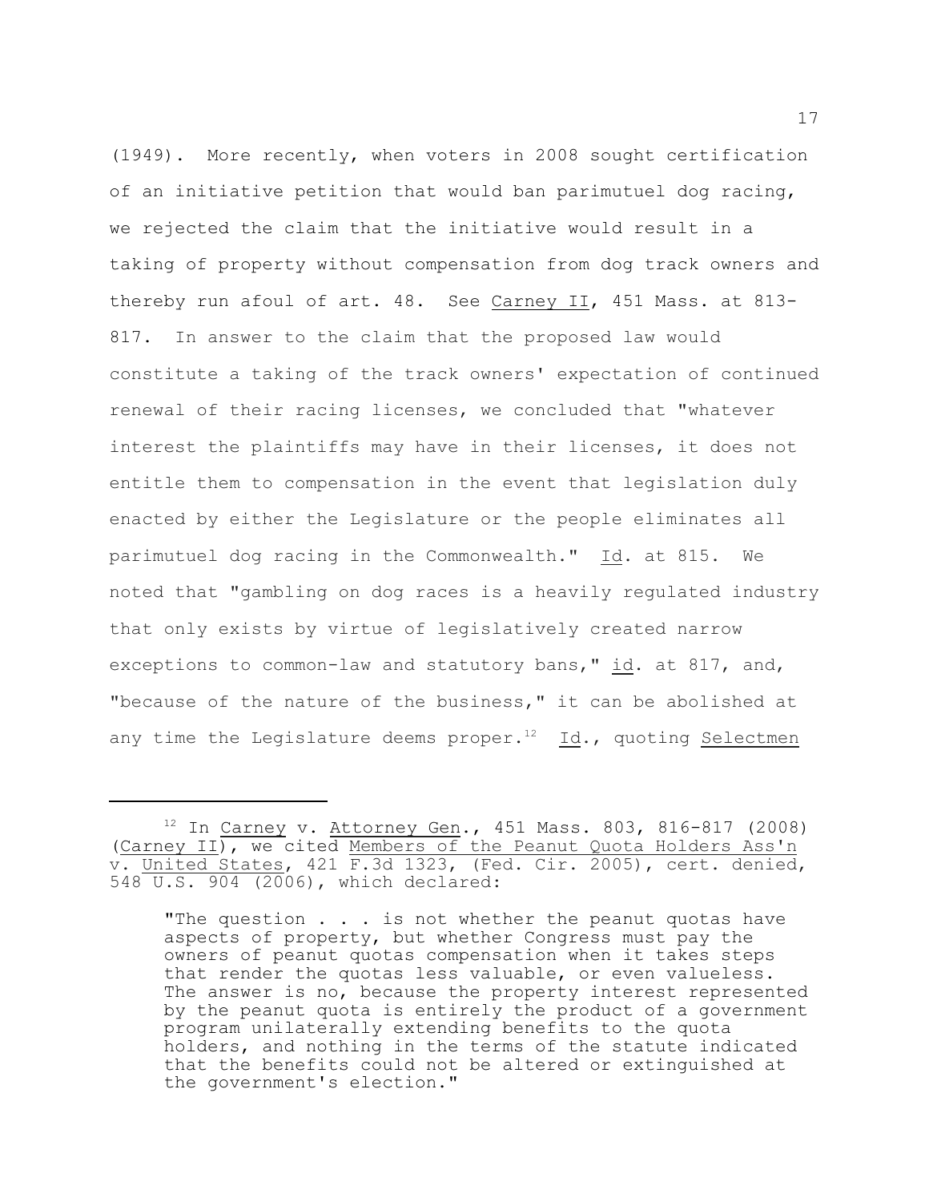(1949). More recently, when voters in 2008 sought certification of an initiative petition that would ban parimutuel dog racing, we rejected the claim that the initiative would result in a taking of property without compensation from dog track owners and thereby run afoul of art. 48. See Carney II, 451 Mass. at 813-817. In answer to the claim that the proposed law would constitute a taking of the track owners' expectation of continued renewal of their racing licenses, we concluded that "whatever interest the plaintiffs may have in their licenses, it does not entitle them to compensation in the event that legislation duly enacted by either the Legislature or the people eliminates all parimutuel dog racing in the Commonwealth." Id. at 815. We noted that "gambling on dog races is a heavily regulated industry that only exists by virtue of legislatively created narrow exceptions to common-law and statutory bans," id. at 817, and, "because of the nature of the business," it can be abolished at any time the Legislature deems proper.[12] Id., quoting Selectmen

---

[12] In Carney v. Attorney Gen., 451 Mass. 803, 816-817 (2008) (Carney II), we cited Members of the Peanut Quota Holders Ass'n v. United States, 421 F.3d 1323, (Fed. Cir. 2005), cert. denied, 548 U.S. 904 (2006), which declared:

> "The question . . . is not whether the peanut quotas have aspects of property, but whether Congress must pay the owners of peanut quotas compensation when it takes steps that render the quotas less valuable, or even valueless. The answer is no, because the property interest represented by the peanut quota is entirely the product of a government program unilaterally extending benefits to the quota holders, and nothing in the terms of the statute indicated that the benefits could not be altered or extinguished at the government's election."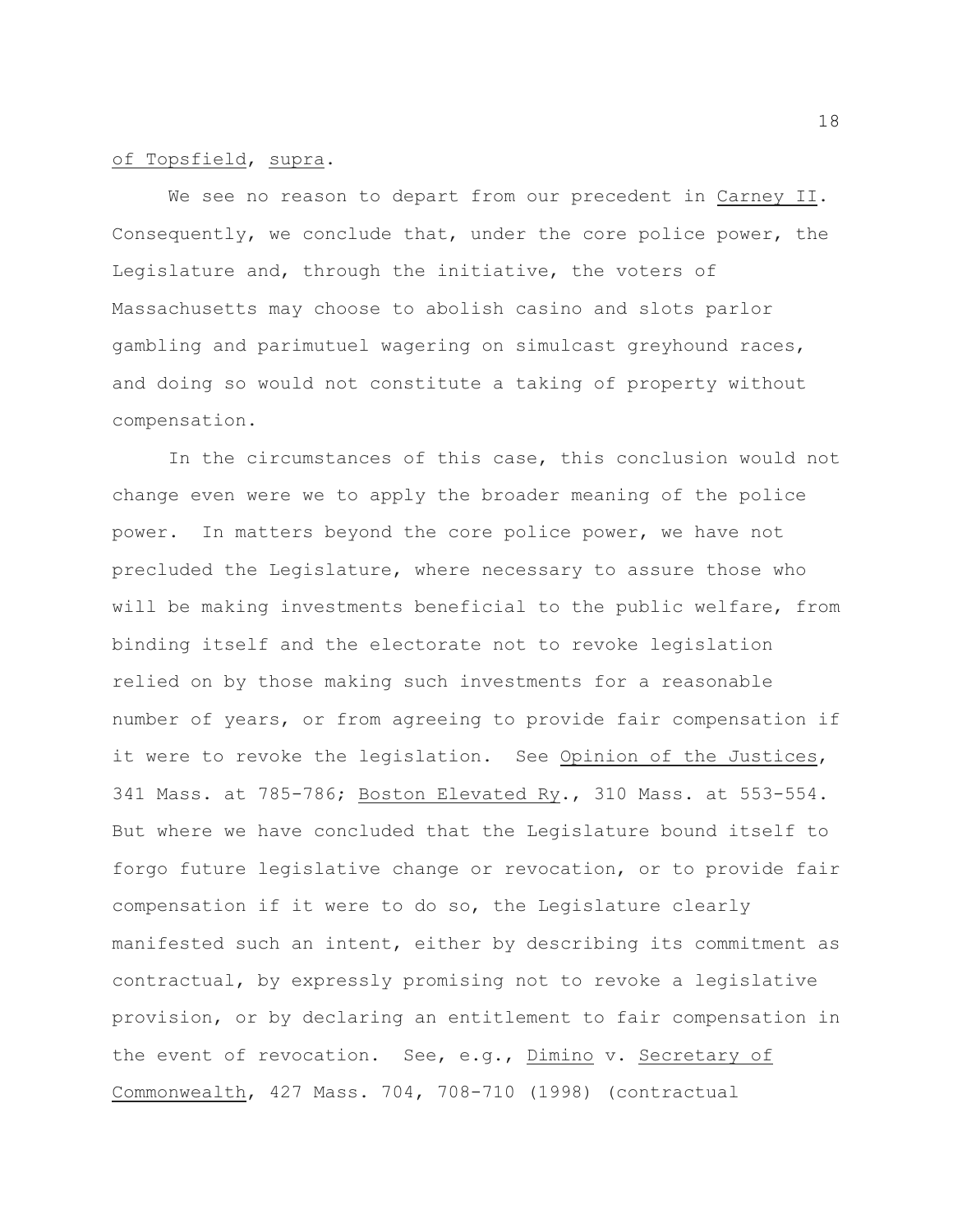of Topsfield, supra.

We see no reason to depart from our precedent in Carney II. Consequently, we conclude that, under the core police power, the Legislature and, through the initiative, the voters of Massachusetts may choose to abolish casino and slots parlor gambling and parimutuel wagering on simulcast greyhound races, and doing so would not constitute a taking of property without compensation.

In the circumstances of this case, this conclusion would not change even were we to apply the broader meaning of the police power. In matters beyond the core police power, we have not precluded the Legislature, where necessary to assure those who will be making investments beneficial to the public welfare, from binding itself and the electorate not to revoke legislation relied on by those making such investments for a reasonable number of years, or from agreeing to provide fair compensation if it were to revoke the legislation. See Opinion of the Justices, 341 Mass. at 785-786; Boston Elevated Ry., 310 Mass. at 553-554. But where we have concluded that the Legislature bound itself to forgo future legislative change or revocation, or to provide fair compensation if it were to do so, the Legislature clearly manifested such an intent, either by describing its commitment as contractual, by expressly promising not to revoke a legislative provision, or by declaring an entitlement to fair compensation in the event of revocation. See, e.g., Dimino v. Secretary of Commonwealth, 427 Mass. 704, 708-710 (1998) (contractual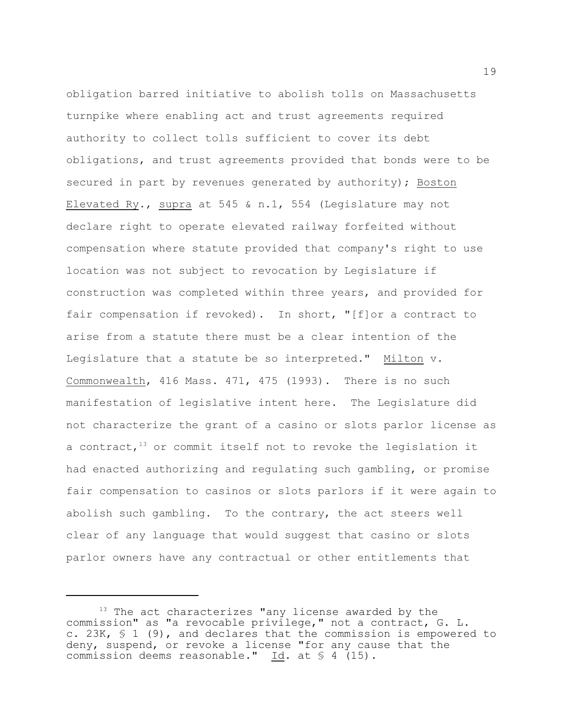obligation barred initiative to abolish tolls on Massachusetts turnpike where enabling act and trust agreements required authority to collect tolls sufficient to cover its debt obligations, and trust agreements provided that bonds were to be secured in part by revenues generated by authority); Boston Elevated Ry., supra at 545 & n.1, 554 (Legislature may not declare right to operate elevated railway forfeited without compensation where statute provided that company's right to use location was not subject to revocation by Legislature if construction was completed within three years, and provided for fair compensation if revoked). In short, "[f]or a contract to arise from a statute there must be a clear intention of the Legislature that a statute be so interpreted." Milton v. Commonwealth, 416 Mass. 471, 475 (1993). There is no such manifestation of legislative intent here. The Legislature did not characterize the grant of a casino or slots parlor license as a contract,[13] or commit itself not to revoke the legislation it had enacted authorizing and regulating such gambling, or promise fair compensation to casinos or slots parlors if it were again to abolish such gambling. To the contrary, the act steers well clear of any language that would suggest that casino or slots parlor owners have any contractual or other entitlements that

---

[13] The act characterizes "any license awarded by the commission" as "a revocable privilege," not a contract, G. L. c. 23K, § 1 (9), and declares that the commission is empowered to deny, suspend, or revoke a license "for any cause that the commission deems reasonable." Id. at § 4 (15).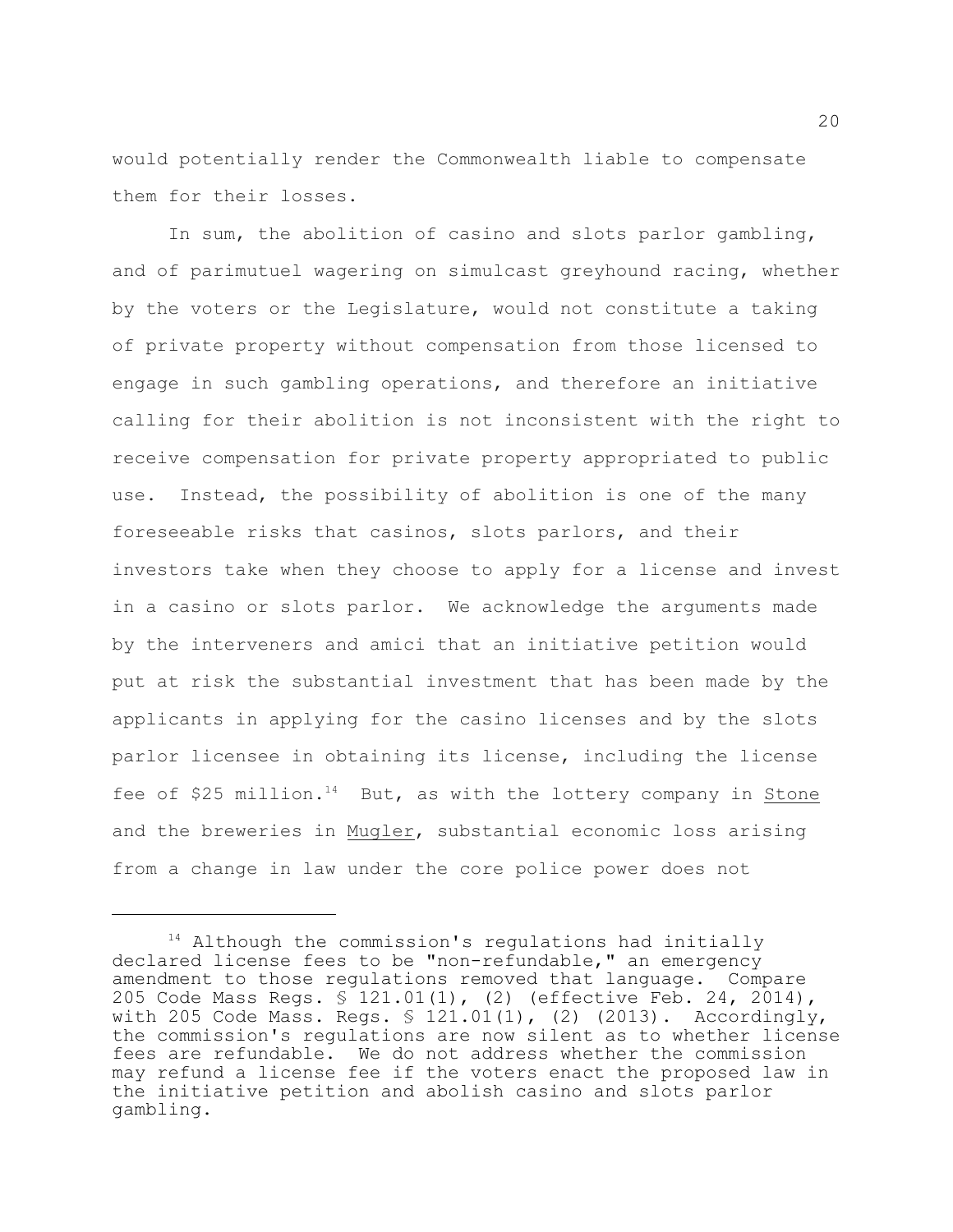would potentially render the Commonwealth liable to compensate them for their losses.

In sum, the abolition of casino and slots parlor gambling, and of parimutuel wagering on simulcast greyhound racing, whether by the voters or the Legislature, would not constitute a taking of private property without compensation from those licensed to engage in such gambling operations, and therefore an initiative calling for their abolition is not inconsistent with the right to receive compensation for private property appropriated to public use. Instead, the possibility of abolition is one of the many foreseeable risks that casinos, slots parlors, and their investors take when they choose to apply for a license and invest in a casino or slots parlor. We acknowledge the arguments made by the interveners and amici that an initiative petition would put at risk the substantial investment that has been made by the applicants in applying for the casino licenses and by the slots parlor licensee in obtaining its license, including the license fee of \$25 million.[14] But, as with the lottery company in Stone and the breweries in Mugler, substantial economic loss arising from a change in law under the core police power does not

---

[14] Although the commission's regulations had initially declared license fees to be "non-refundable," an emergency amendment to those regulations removed that language. Compare 205 Code Mass Regs. § 121.01(1), (2) (effective Feb. 24, 2014), with 205 Code Mass. Regs. § 121.01(1), (2) (2013). Accordingly, the commission's regulations are now silent as to whether license fees are refundable. We do not address whether the commission may refund a license fee if the voters enact the proposed law in the initiative petition and abolish casino and slots parlor gambling.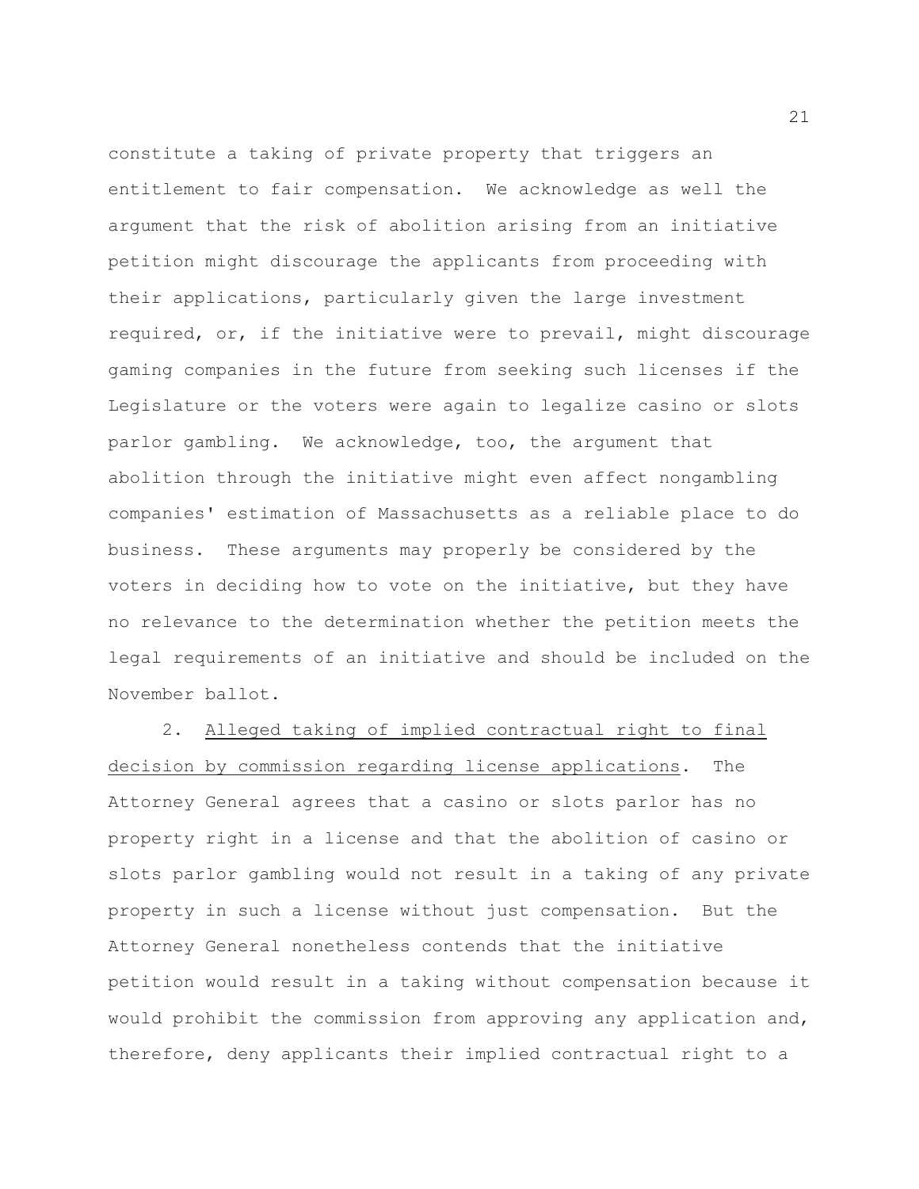constitute a taking of private property that triggers an entitlement to fair compensation. We acknowledge as well the argument that the risk of abolition arising from an initiative petition might discourage the applicants from proceeding with their applications, particularly given the large investment required, or, if the initiative were to prevail, might discourage gaming companies in the future from seeking such licenses if the Legislature or the voters were again to legalize casino or slots parlor gambling. We acknowledge, too, the argument that abolition through the initiative might even affect nongambling companies' estimation of Massachusetts as a reliable place to do business. These arguments may properly be considered by the voters in deciding how to vote on the initiative, but they have no relevance to the determination whether the petition meets the legal requirements of an initiative and should be included on the November ballot.

2. Alleged taking of implied contractual right to final decision by commission regarding license applications. The Attorney General agrees that a casino or slots parlor has no property right in a license and that the abolition of casino or slots parlor gambling would not result in a taking of any private property in such a license without just compensation. But the Attorney General nonetheless contends that the initiative petition would result in a taking without compensation because it would prohibit the commission from approving any application and, therefore, deny applicants their implied contractual right to a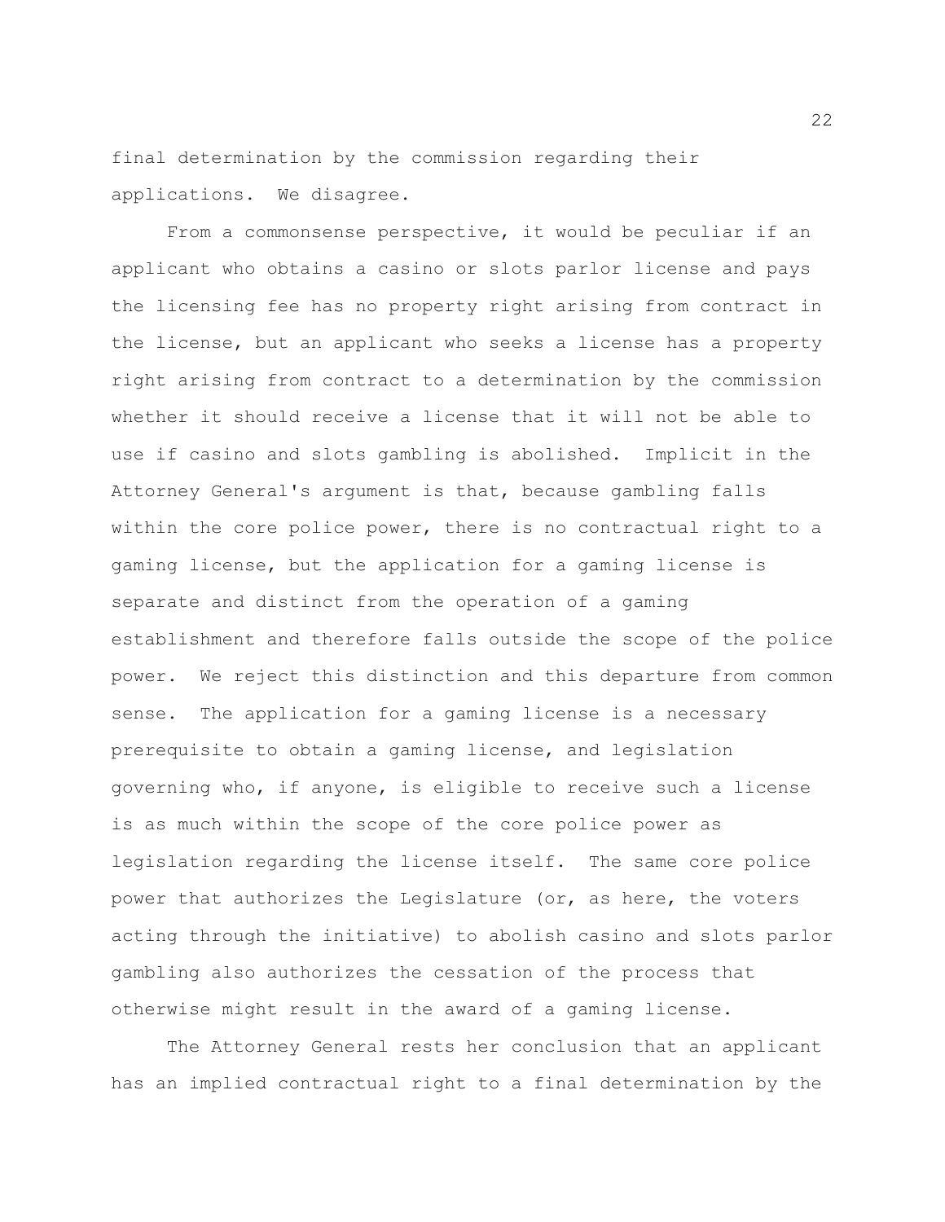final determination by the commission regarding their applications. We disagree.

From a commonsense perspective, it would be peculiar if an applicant who obtains a casino or slots parlor license and pays the licensing fee has no property right arising from contract in the license, but an applicant who seeks a license has a property right arising from contract to a determination by the commission whether it should receive a license that it will not be able to use if casino and slots gambling is abolished. Implicit in the Attorney General's argument is that, because gambling falls within the core police power, there is no contractual right to a gaming license, but the application for a gaming license is separate and distinct from the operation of a gaming establishment and therefore falls outside the scope of the police power. We reject this distinction and this departure from common sense. The application for a gaming license is a necessary prerequisite to obtain a gaming license, and legislation governing who, if anyone, is eligible to receive such a license is as much within the scope of the core police power as legislation regarding the license itself. The same core police power that authorizes the Legislature (or, as here, the voters acting through the initiative) to abolish casino and slots parlor gambling also authorizes the cessation of the process that otherwise might result in the award of a gaming license.

The Attorney General rests her conclusion that an applicant has an implied contractual right to a final determination by the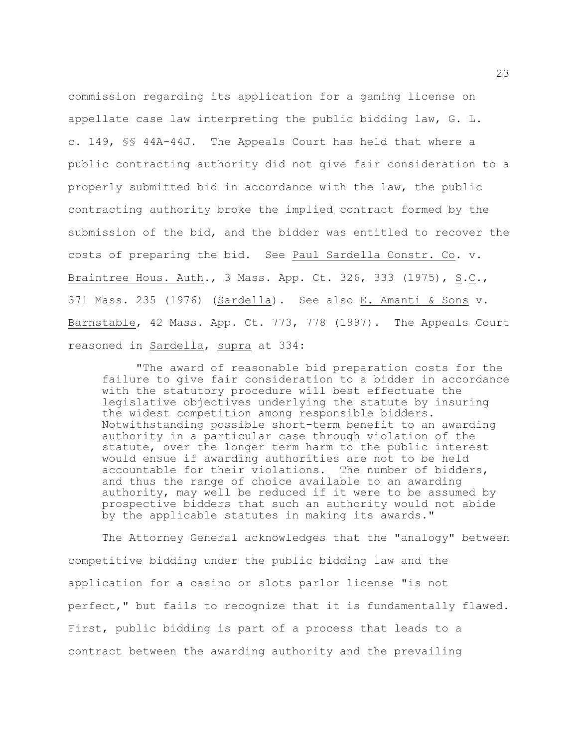commission regarding its application for a gaming license on appellate case law interpreting the public bidding law, G. L. c. 149, §§ 44A-44J. The Appeals Court has held that where a public contracting authority did not give fair consideration to a properly submitted bid in accordance with the law, the public contracting authority broke the implied contract formed by the submission of the bid, and the bidder was entitled to recover the costs of preparing the bid. See Paul Sardella Constr. Co. v. Braintree Hous. Auth., 3 Mass. App. Ct. 326, 333 (1975), S.C., 371 Mass. 235 (1976) (Sardella). See also E. Amanti & Sons v. Barnstable, 42 Mass. App. Ct. 773, 778 (1997). The Appeals Court reasoned in Sardella, supra at 334:

> "The award of reasonable bid preparation costs for the failure to give fair consideration to a bidder in accordance with the statutory procedure will best effectuate the legislative objectives underlying the statute by insuring the widest competition among responsible bidders. Notwithstanding possible short-term benefit to an awarding authority in a particular case through violation of the statute, over the longer term harm to the public interest would ensue if awarding authorities are not to be held accountable for their violations. The number of bidders, and thus the range of choice available to an awarding authority, may well be reduced if it were to be assumed by prospective bidders that such an authority would not abide by the applicable statutes in making its awards."

The Attorney General acknowledges that the "analogy" between competitive bidding under the public bidding law and the application for a casino or slots parlor license "is not perfect," but fails to recognize that it is fundamentally flawed. First, public bidding is part of a process that leads to a contract between the awarding authority and the prevailing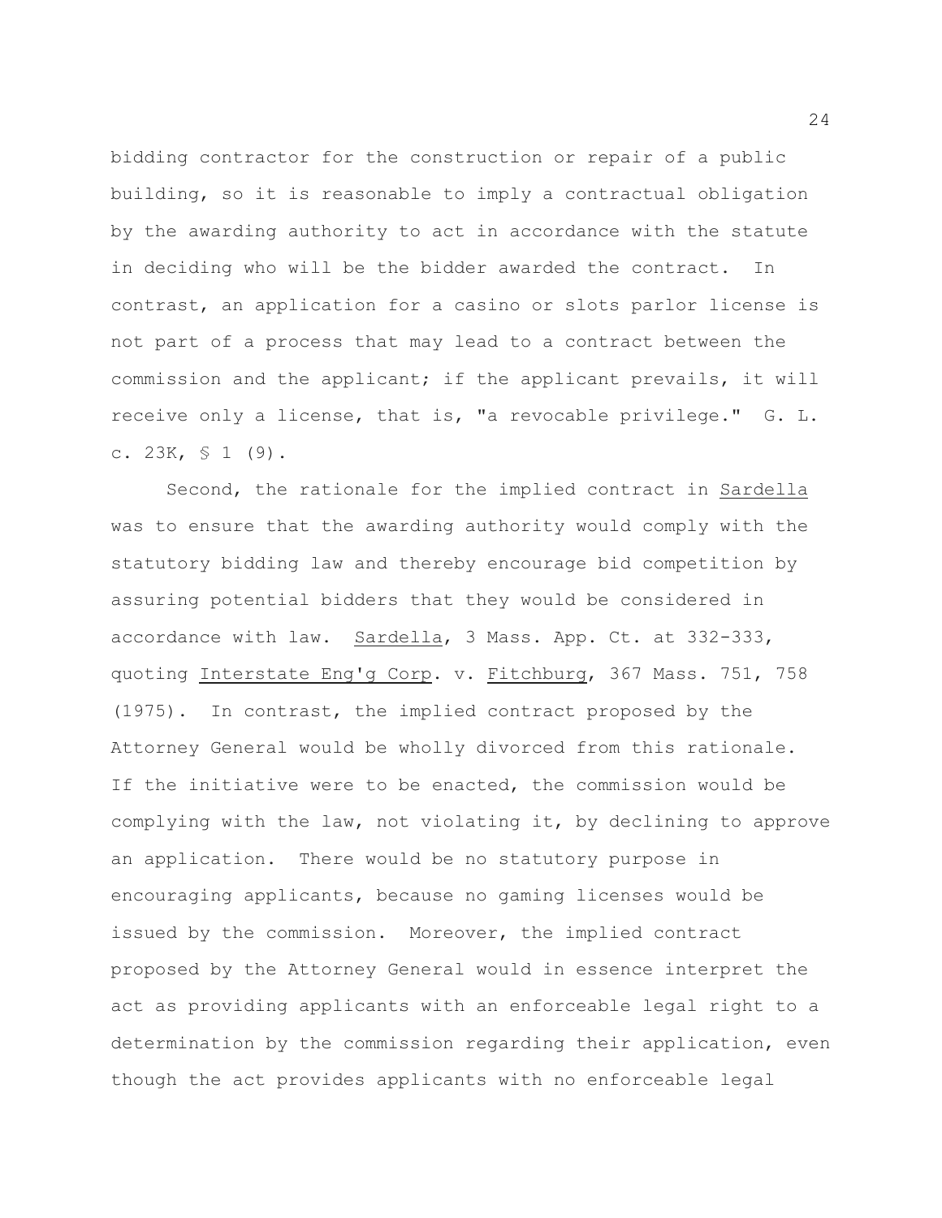bidding contractor for the construction or repair of a public building, so it is reasonable to imply a contractual obligation by the awarding authority to act in accordance with the statute in deciding who will be the bidder awarded the contract. In contrast, an application for a casino or slots parlor license is not part of a process that may lead to a contract between the commission and the applicant; if the applicant prevails, it will receive only a license, that is, "a revocable privilege." G. L. c. 23K, § 1 (9).

Second, the rationale for the implied contract in Sardella was to ensure that the awarding authority would comply with the statutory bidding law and thereby encourage bid competition by assuring potential bidders that they would be considered in accordance with law. Sardella, 3 Mass. App. Ct. at 332-333, quoting Interstate Eng'g Corp. v. Fitchburg, 367 Mass. 751, 758 (1975). In contrast, the implied contract proposed by the Attorney General would be wholly divorced from this rationale. If the initiative were to be enacted, the commission would be complying with the law, not violating it, by declining to approve an application. There would be no statutory purpose in encouraging applicants, because no gaming licenses would be issued by the commission. Moreover, the implied contract proposed by the Attorney General would in essence interpret the act as providing applicants with an enforceable legal right to a determination by the commission regarding their application, even though the act provides applicants with no enforceable legal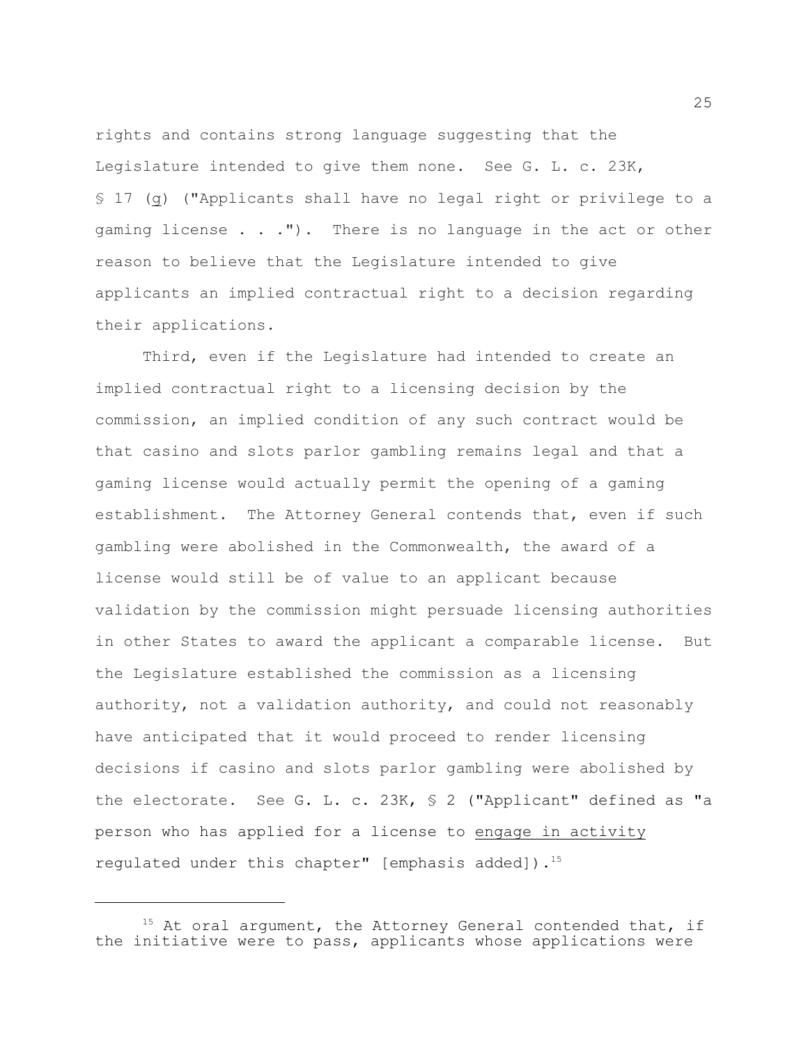rights and contains strong language suggesting that the Legislature intended to give them none. See G. L. c. 23K, § 17 (g) ("Applicants shall have no legal right or privilege to a gaming license . . ."). There is no language in the act or other reason to believe that the Legislature intended to give applicants an implied contractual right to a decision regarding their applications.

Third, even if the Legislature had intended to create an implied contractual right to a licensing decision by the commission, an implied condition of any such contract would be that casino and slots parlor gambling remains legal and that a gaming license would actually permit the opening of a gaming establishment. The Attorney General contends that, even if such gambling were abolished in the Commonwealth, the award of a license would still be of value to an applicant because validation by the commission might persuade licensing authorities in other States to award the applicant a comparable license. But the Legislature established the commission as a licensing authority, not a validation authority, and could not reasonably have anticipated that it would proceed to render licensing decisions if casino and slots parlor gambling were abolished by the electorate. See G. L. c. 23K, § 2 ("Applicant" defined as "a person who has applied for a license to engage in activity regulated under this chapter" [emphasis added]).[15]

---

[15] At oral argument, the Attorney General contended that, if the initiative were to pass, applicants whose applications were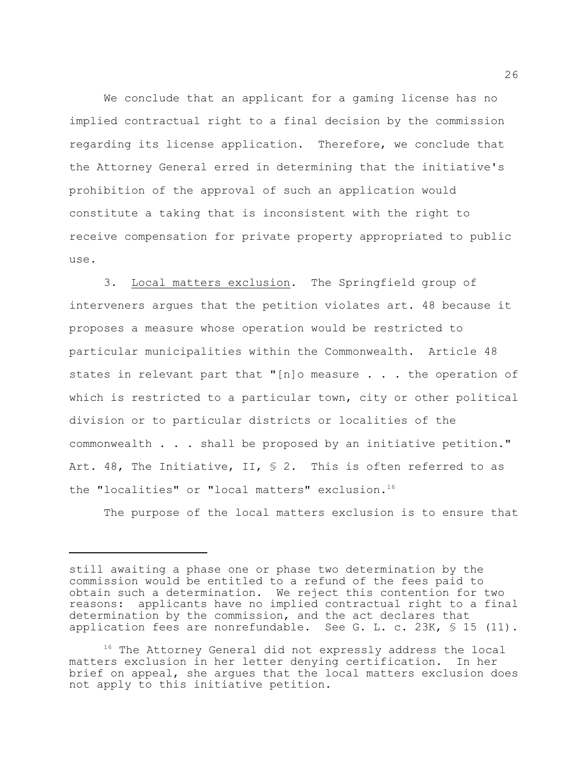We conclude that an applicant for a gaming license has no implied contractual right to a final decision by the commission regarding its license application. Therefore, we conclude that the Attorney General erred in determining that the initiative's prohibition of the approval of such an application would constitute a taking that is inconsistent with the right to receive compensation for private property appropriated to public use.

3. Local matters exclusion. The Springfield group of interveners argues that the petition violates art. 48 because it proposes a measure whose operation would be restricted to particular municipalities within the Commonwealth. Article 48 states in relevant part that "[n]o measure . . . the operation of which is restricted to a particular town, city or other political division or to particular districts or localities of the commonwealth . . . shall be proposed by an initiative petition." Art. 48, The Initiative, II, § 2. This is often referred to as the "localities" or "local matters" exclusion.[16]

The purpose of the local matters exclusion is to ensure that

---

still awaiting a phase one or phase two determination by the commission would be entitled to a refund of the fees paid to obtain such a determination. We reject this contention for two reasons: applicants have no implied contractual right to a final determination by the commission, and the act declares that application fees are nonrefundable. See G. L. c. 23K, § 15 (11).

[16] The Attorney General did not expressly address the local matters exclusion in her letter denying certification. In her brief on appeal, she argues that the local matters exclusion does not apply to this initiative petition.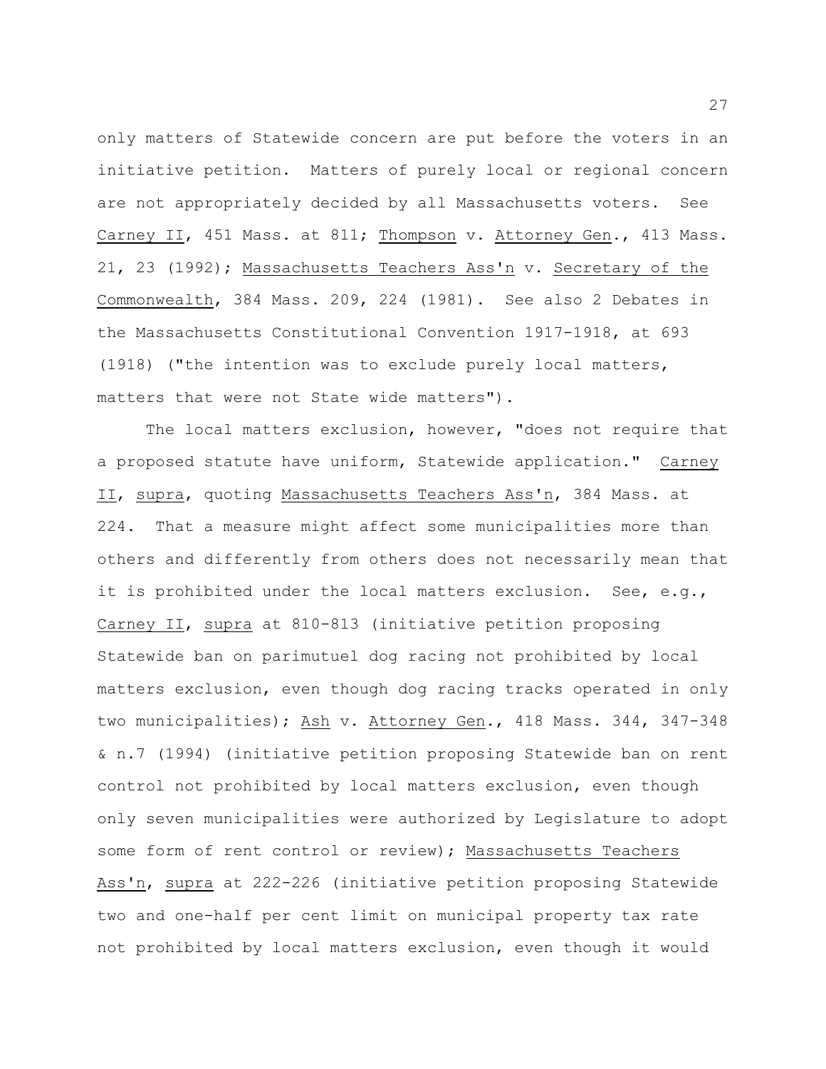only matters of Statewide concern are put before the voters in an initiative petition. Matters of purely local or regional concern are not appropriately decided by all Massachusetts voters. See Carney II, 451 Mass. at 811; Thompson v. Attorney Gen., 413 Mass. 21, 23 (1992); Massachusetts Teachers Ass'n v. Secretary of the Commonwealth, 384 Mass. 209, 224 (1981). See also 2 Debates in the Massachusetts Constitutional Convention 1917-1918, at 693 (1918) ("the intention was to exclude purely local matters, matters that were not State wide matters").

The local matters exclusion, however, "does not require that a proposed statute have uniform, Statewide application." Carney II, supra, quoting Massachusetts Teachers Ass'n, 384 Mass. at 224. That a measure might affect some municipalities more than others and differently from others does not necessarily mean that it is prohibited under the local matters exclusion. See, e.g., Carney II, supra at 810-813 (initiative petition proposing Statewide ban on parimutuel dog racing not prohibited by local matters exclusion, even though dog racing tracks operated in only two municipalities); Ash v. Attorney Gen., 418 Mass. 344, 347-348 & n.7 (1994) (initiative petition proposing Statewide ban on rent control not prohibited by local matters exclusion, even though only seven municipalities were authorized by Legislature to adopt some form of rent control or review); Massachusetts Teachers Ass'n, supra at 222-226 (initiative petition proposing Statewide two and one-half per cent limit on municipal property tax rate not prohibited by local matters exclusion, even though it would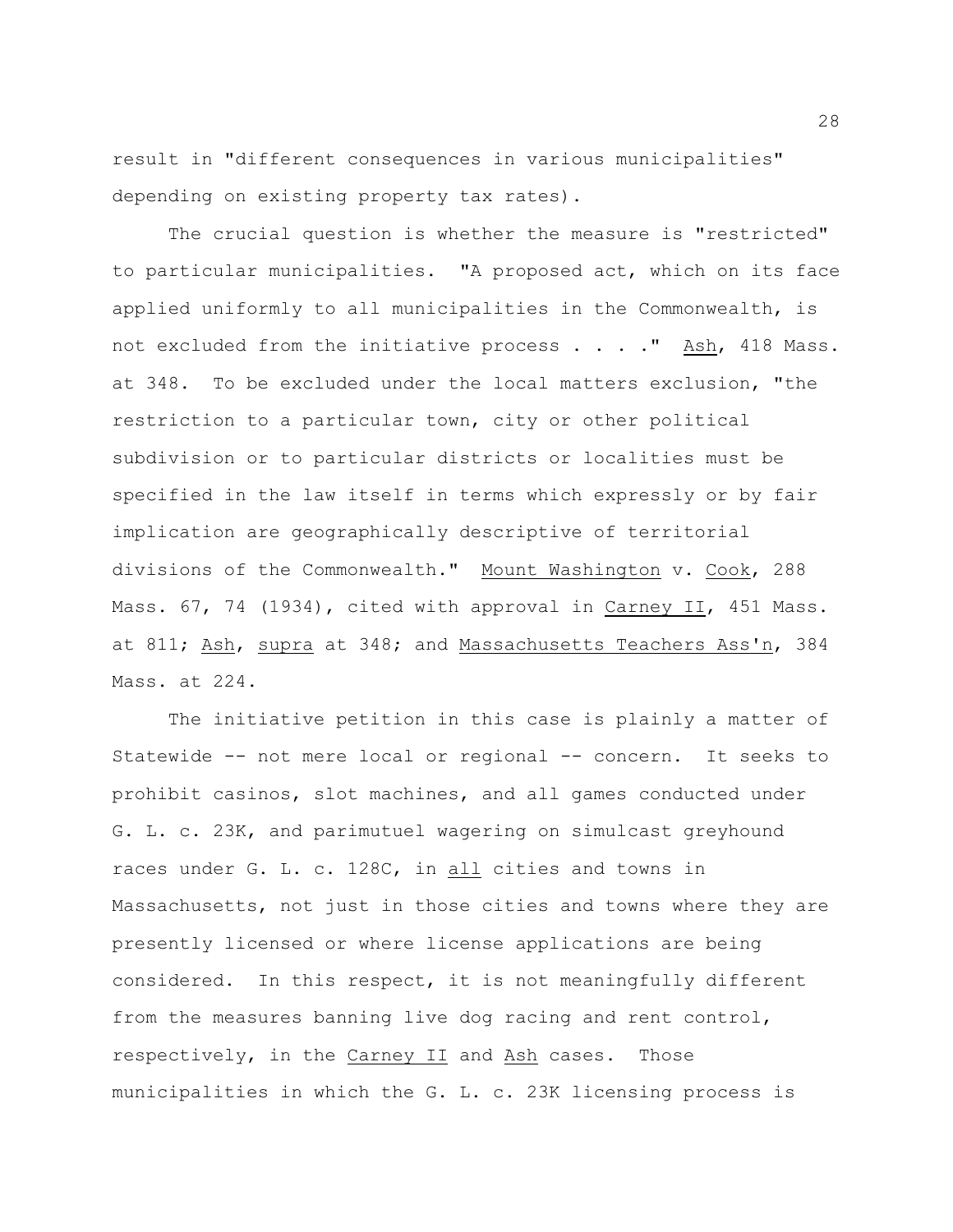result in "different consequences in various municipalities" depending on existing property tax rates).

The crucial question is whether the measure is "restricted" to particular municipalities. "A proposed act, which on its face applied uniformly to all municipalities in the Commonwealth, is not excluded from the initiative process . . . ." Ash, 418 Mass. at 348. To be excluded under the local matters exclusion, "the restriction to a particular town, city or other political subdivision or to particular districts or localities must be specified in the law itself in terms which expressly or by fair implication are geographically descriptive of territorial divisions of the Commonwealth." Mount Washington v. Cook, 288 Mass. 67, 74 (1934), cited with approval in Carney II, 451 Mass. at 811; Ash, supra at 348; and Massachusetts Teachers Ass'n, 384 Mass. at 224.

The initiative petition in this case is plainly a matter of Statewide -- not mere local or regional -- concern. It seeks to prohibit casinos, slot machines, and all games conducted under G. L. c. 23K, and parimutuel wagering on simulcast greyhound races under G. L. c. 128C, in all cities and towns in Massachusetts, not just in those cities and towns where they are presently licensed or where license applications are being considered. In this respect, it is not meaningfully different from the measures banning live dog racing and rent control, respectively, in the Carney II and Ash cases. Those municipalities in which the G. L. c. 23K licensing process is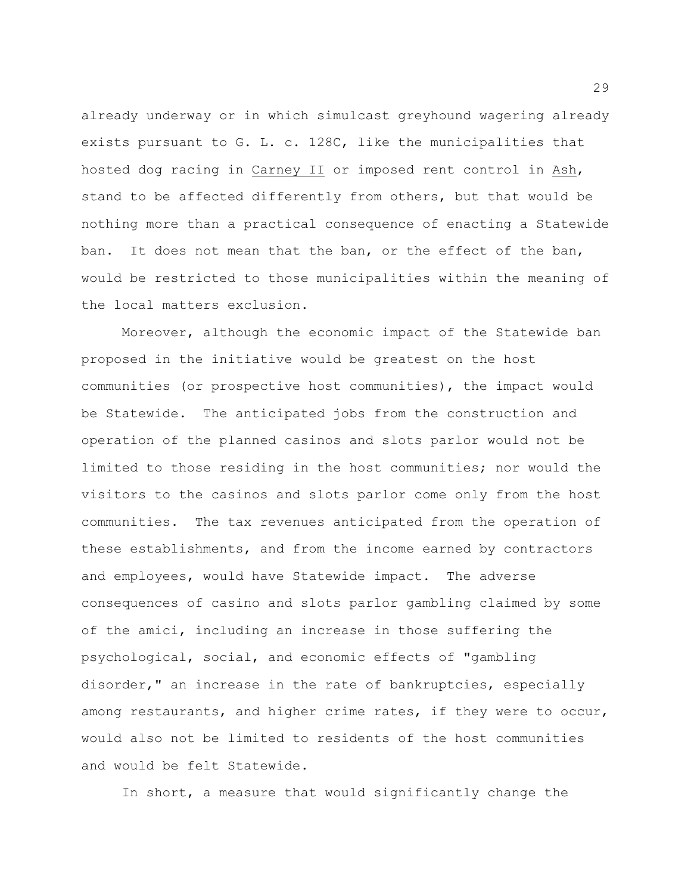already underway or in which simulcast greyhound wagering already exists pursuant to G. L. c. 128C, like the municipalities that hosted dog racing in Carney II or imposed rent control in Ash, stand to be affected differently from others, but that would be nothing more than a practical consequence of enacting a Statewide ban. It does not mean that the ban, or the effect of the ban, would be restricted to those municipalities within the meaning of the local matters exclusion.

Moreover, although the economic impact of the Statewide ban proposed in the initiative would be greatest on the host communities (or prospective host communities), the impact would be Statewide. The anticipated jobs from the construction and operation of the planned casinos and slots parlor would not be limited to those residing in the host communities; nor would the visitors to the casinos and slots parlor come only from the host communities. The tax revenues anticipated from the operation of these establishments, and from the income earned by contractors and employees, would have Statewide impact. The adverse consequences of casino and slots parlor gambling claimed by some of the amici, including an increase in those suffering the psychological, social, and economic effects of "gambling disorder," an increase in the rate of bankruptcies, especially among restaurants, and higher crime rates, if they were to occur, would also not be limited to residents of the host communities and would be felt Statewide.

In short, a measure that would significantly change the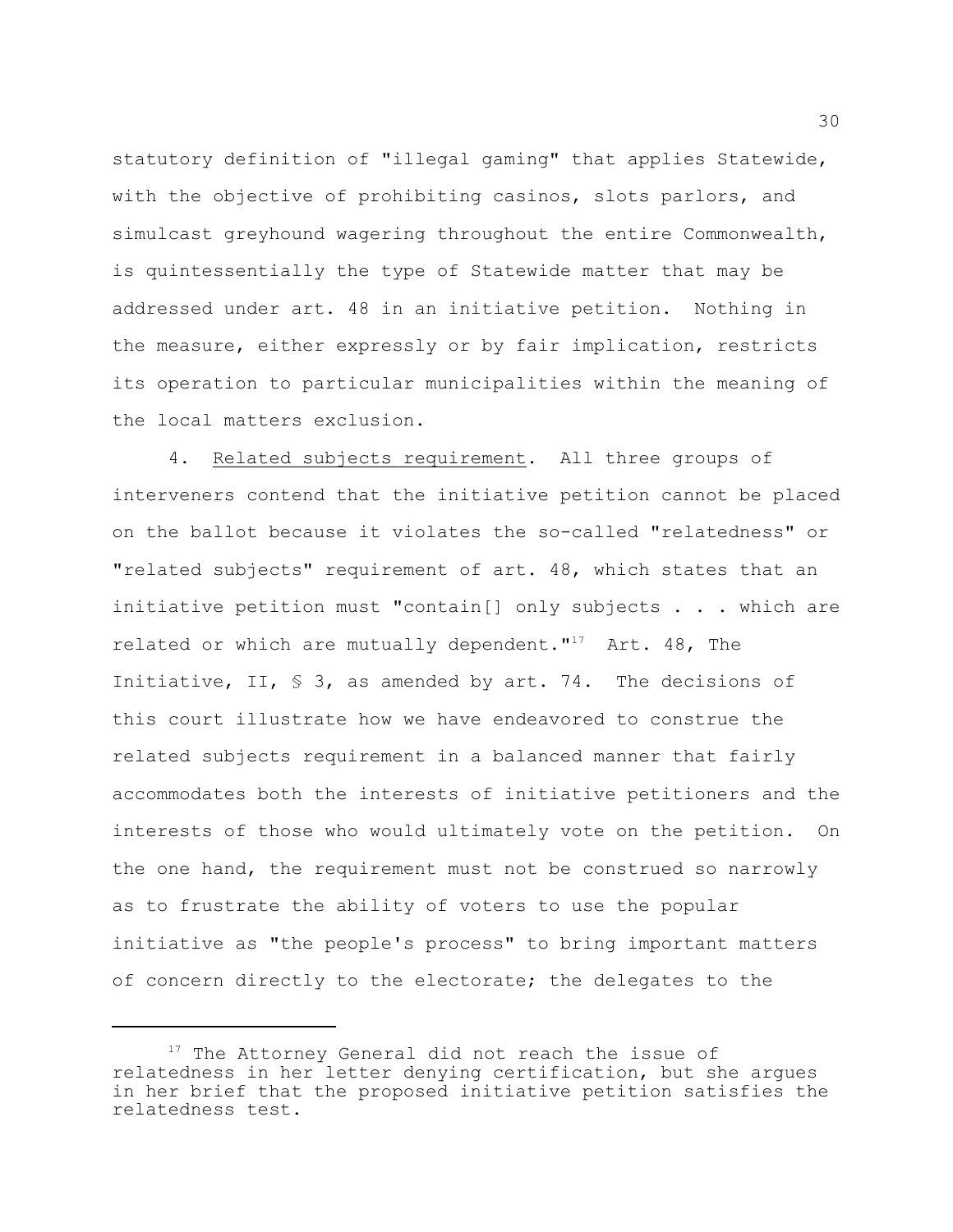statutory definition of "illegal gaming" that applies Statewide, with the objective of prohibiting casinos, slots parlors, and simulcast greyhound wagering throughout the entire Commonwealth, is quintessentially the type of Statewide matter that may be addressed under art. 48 in an initiative petition. Nothing in the measure, either expressly or by fair implication, restricts its operation to particular municipalities within the meaning of the local matters exclusion.

4. Related subjects requirement. All three groups of interveners contend that the initiative petition cannot be placed on the ballot because it violates the so-called "relatedness" or "related subjects" requirement of art. 48, which states that an initiative petition must "contain[] only subjects . . . which are related or which are mutually dependent."[17] Art. 48, The Initiative, II, § 3, as amended by art. 74. The decisions of this court illustrate how we have endeavored to construe the related subjects requirement in a balanced manner that fairly accommodates both the interests of initiative petitioners and the interests of those who would ultimately vote on the petition. On the one hand, the requirement must not be construed so narrowly as to frustrate the ability of voters to use the popular initiative as "the people's process" to bring important matters of concern directly to the electorate; the delegates to the

---

[17] The Attorney General did not reach the issue of relatedness in her letter denying certification, but she argues in her brief that the proposed initiative petition satisfies the relatedness test.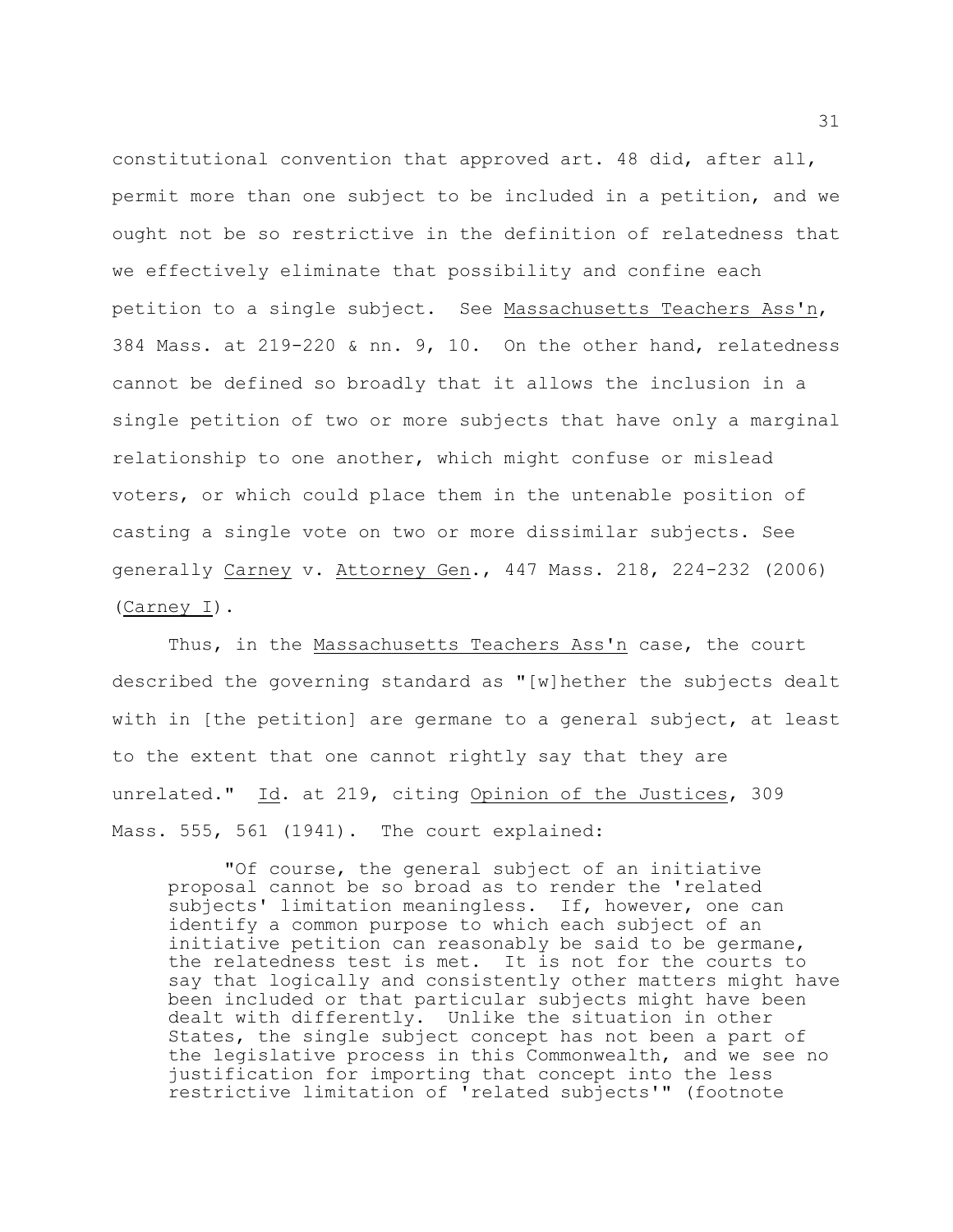constitutional convention that approved art. 48 did, after all, permit more than one subject to be included in a petition, and we ought not be so restrictive in the definition of relatedness that we effectively eliminate that possibility and confine each petition to a single subject. See Massachusetts Teachers Ass'n, 384 Mass. at 219-220 & nn. 9, 10. On the other hand, relatedness cannot be defined so broadly that it allows the inclusion in a single petition of two or more subjects that have only a marginal relationship to one another, which might confuse or mislead voters, or which could place them in the untenable position of casting a single vote on two or more dissimilar subjects. See generally Carney v. Attorney Gen., 447 Mass. 218, 224-232 (2006) (Carney I).

Thus, in the Massachusetts Teachers Ass'n case, the court described the governing standard as "[w]hether the subjects dealt with in [the petition] are germane to a general subject, at least to the extent that one cannot rightly say that they are unrelated." Id. at 219, citing Opinion of the Justices, 309 Mass. 555, 561 (1941). The court explained:

> "Of course, the general subject of an initiative proposal cannot be so broad as to render the 'related subjects' limitation meaningless. If, however, one can identify a common purpose to which each subject of an initiative petition can reasonably be said to be germane, the relatedness test is met. It is not for the courts to say that logically and consistently other matters might have been included or that particular subjects might have been dealt with differently. Unlike the situation in other States, the single subject concept has not been a part of the legislative process in this Commonwealth, and we see no justification for importing that concept into the less restrictive limitation of 'related subjects'" (footnote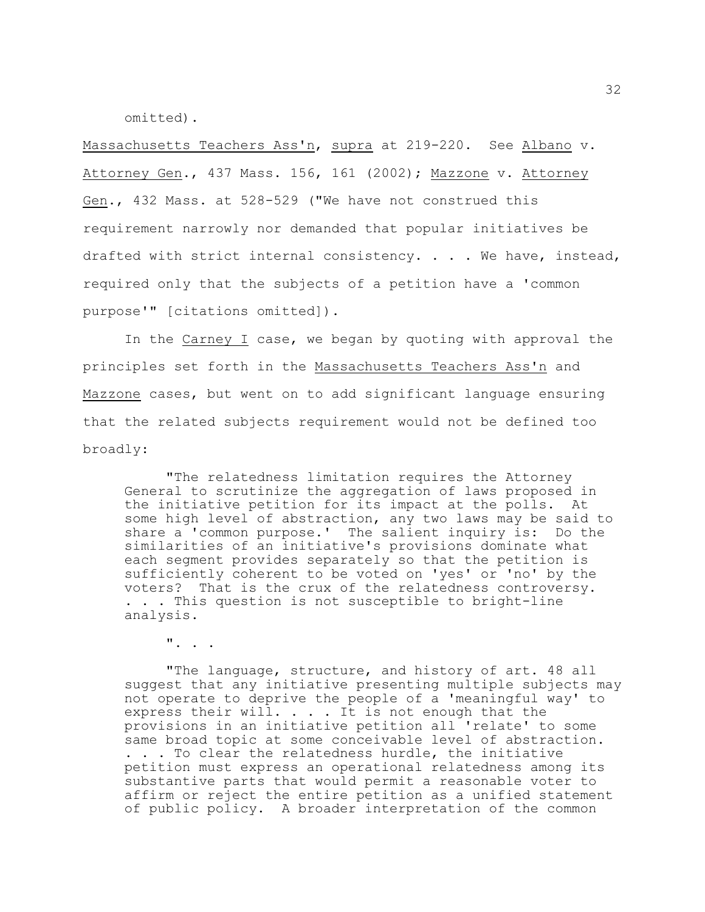omitted).

Massachusetts Teachers Ass'n, supra at 219-220. See Albano v. Attorney Gen., 437 Mass. 156, 161 (2002); Mazzone v. Attorney Gen., 432 Mass. at 528-529 ("We have not construed this requirement narrowly nor demanded that popular initiatives be drafted with strict internal consistency. . . . We have, instead, required only that the subjects of a petition have a 'common purpose'" [citations omitted]).

In the Carney I case, we began by quoting with approval the principles set forth in the Massachusetts Teachers Ass'n and Mazzone cases, but went on to add significant language ensuring that the related subjects requirement would not be defined too broadly:

> "The relatedness limitation requires the Attorney General to scrutinize the aggregation of laws proposed in the initiative petition for its impact at the polls. At some high level of abstraction, any two laws may be said to share a 'common purpose.' The salient inquiry is: Do the similarities of an initiative's provisions dominate what each segment provides separately so that the petition is sufficiently coherent to be voted on 'yes' or 'no' by the voters? That is the crux of the relatedness controversy. . . . This question is not susceptible to bright-line analysis.
>
> ". . .
>
> "The language, structure, and history of art. 48 all suggest that any initiative presenting multiple subjects may not operate to deprive the people of a 'meaningful way' to express their will. . . . It is not enough that the provisions in an initiative petition all 'relate' to some same broad topic at some conceivable level of abstraction. . . . To clear the relatedness hurdle, the initiative petition must express an operational relatedness among its substantive parts that would permit a reasonable voter to affirm or reject the entire petition as a unified statement of public policy. A broader interpretation of the common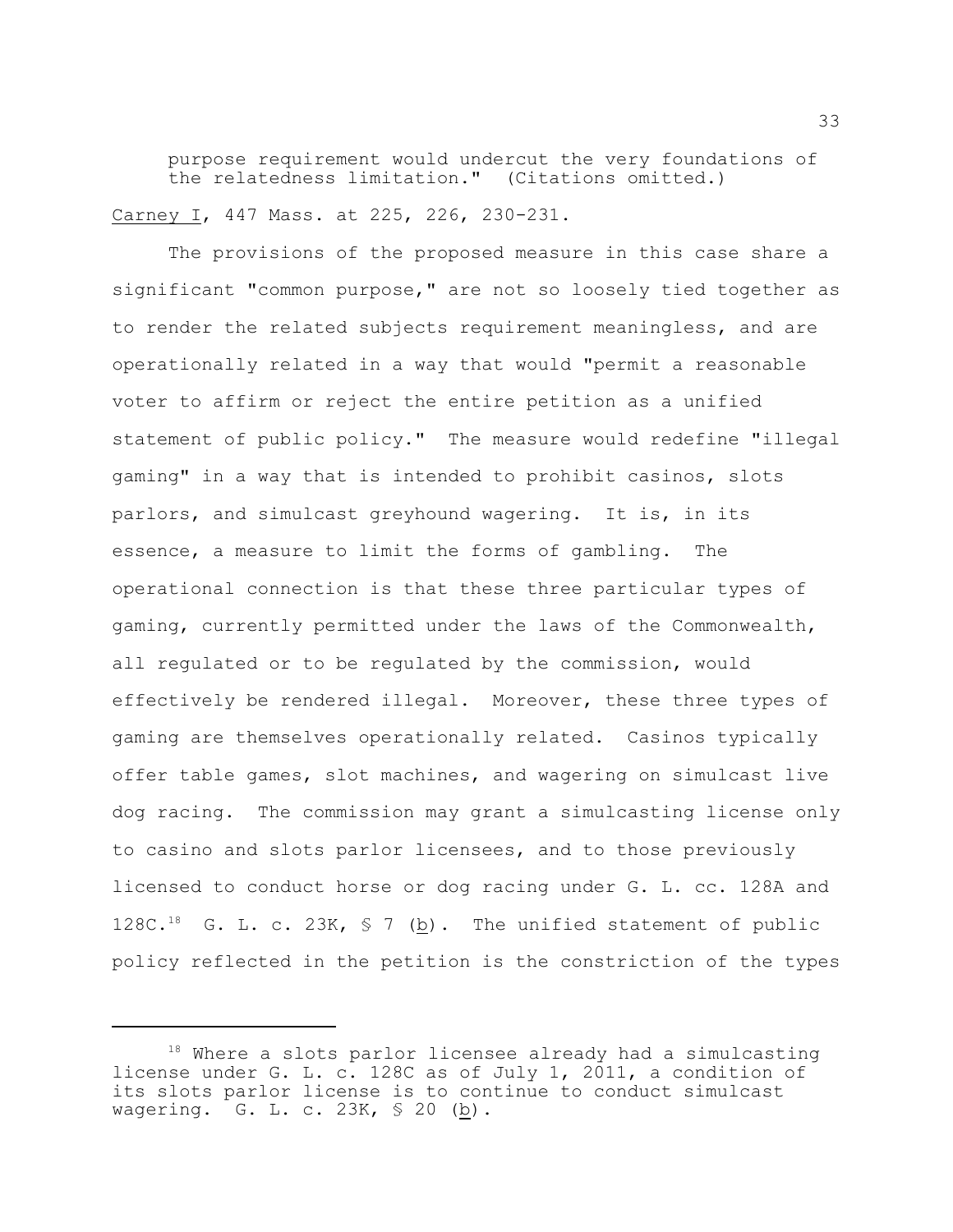> purpose requirement would undercut the very foundations of the relatedness limitation." (Citations omitted.)

Carney I, 447 Mass. at 225, 226, 230-231.

The provisions of the proposed measure in this case share a significant "common purpose," are not so loosely tied together as to render the related subjects requirement meaningless, and are operationally related in a way that would "permit a reasonable voter to affirm or reject the entire petition as a unified statement of public policy." The measure would redefine "illegal gaming" in a way that is intended to prohibit casinos, slots parlors, and simulcast greyhound wagering. It is, in its essence, a measure to limit the forms of gambling. The operational connection is that these three particular types of gaming, currently permitted under the laws of the Commonwealth, all regulated or to be regulated by the commission, would effectively be rendered illegal. Moreover, these three types of gaming are themselves operationally related. Casinos typically offer table games, slot machines, and wagering on simulcast live dog racing. The commission may grant a simulcasting license only to casino and slots parlor licensees, and to those previously licensed to conduct horse or dog racing under G. L. cc. 128A and 128C.[18] G. L. c. 23K, § 7 (b). The unified statement of public policy reflected in the petition is the constriction of the types

---

[18] Where a slots parlor licensee already had a simulcasting license under G. L. c. 128C as of July 1, 2011, a condition of its slots parlor license is to continue to conduct simulcast wagering. G. L. c. 23K, § 20 (b).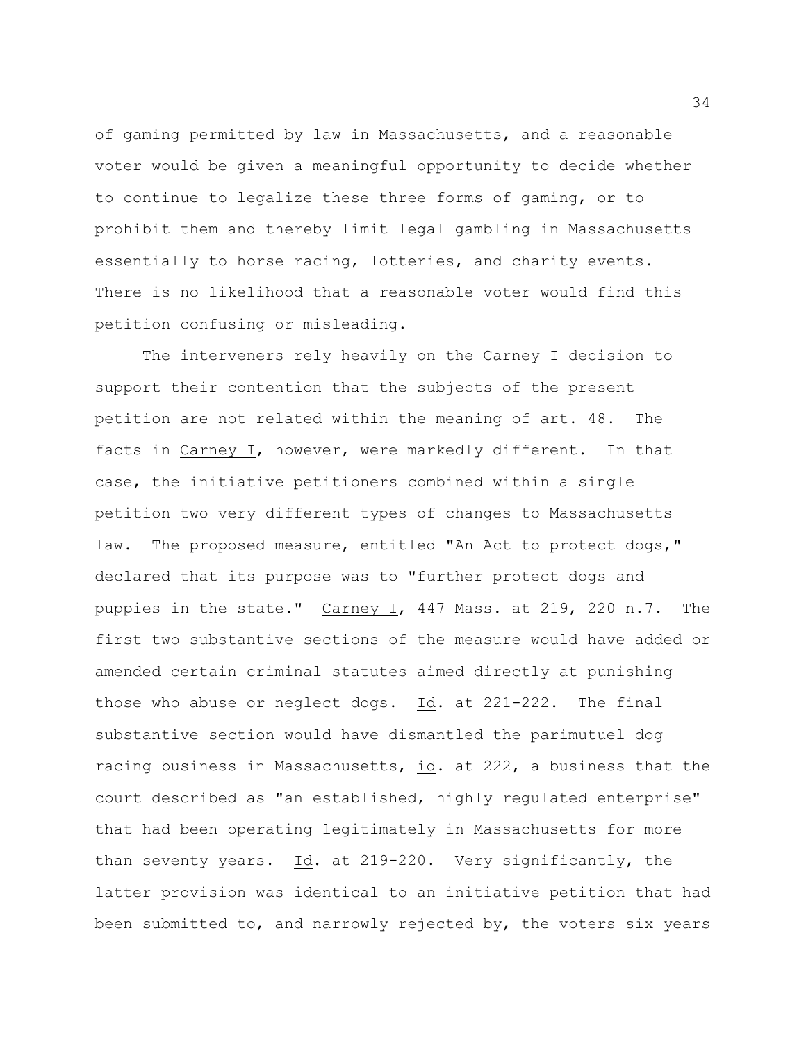of gaming permitted by law in Massachusetts, and a reasonable voter would be given a meaningful opportunity to decide whether to continue to legalize these three forms of gaming, or to prohibit them and thereby limit legal gambling in Massachusetts essentially to horse racing, lotteries, and charity events. There is no likelihood that a reasonable voter would find this petition confusing or misleading.

The interveners rely heavily on the Carney I decision to support their contention that the subjects of the present petition are not related within the meaning of art. 48. The facts in Carney I, however, were markedly different. In that case, the initiative petitioners combined within a single petition two very different types of changes to Massachusetts law. The proposed measure, entitled "An Act to protect dogs," declared that its purpose was to "further protect dogs and puppies in the state." Carney I, 447 Mass. at 219, 220 n.7. The first two substantive sections of the measure would have added or amended certain criminal statutes aimed directly at punishing those who abuse or neglect dogs. Id. at 221-222. The final substantive section would have dismantled the parimutuel dog racing business in Massachusetts, id. at 222, a business that the court described as "an established, highly regulated enterprise" that had been operating legitimately in Massachusetts for more than seventy years. Id. at 219-220. Very significantly, the latter provision was identical to an initiative petition that had been submitted to, and narrowly rejected by, the voters six years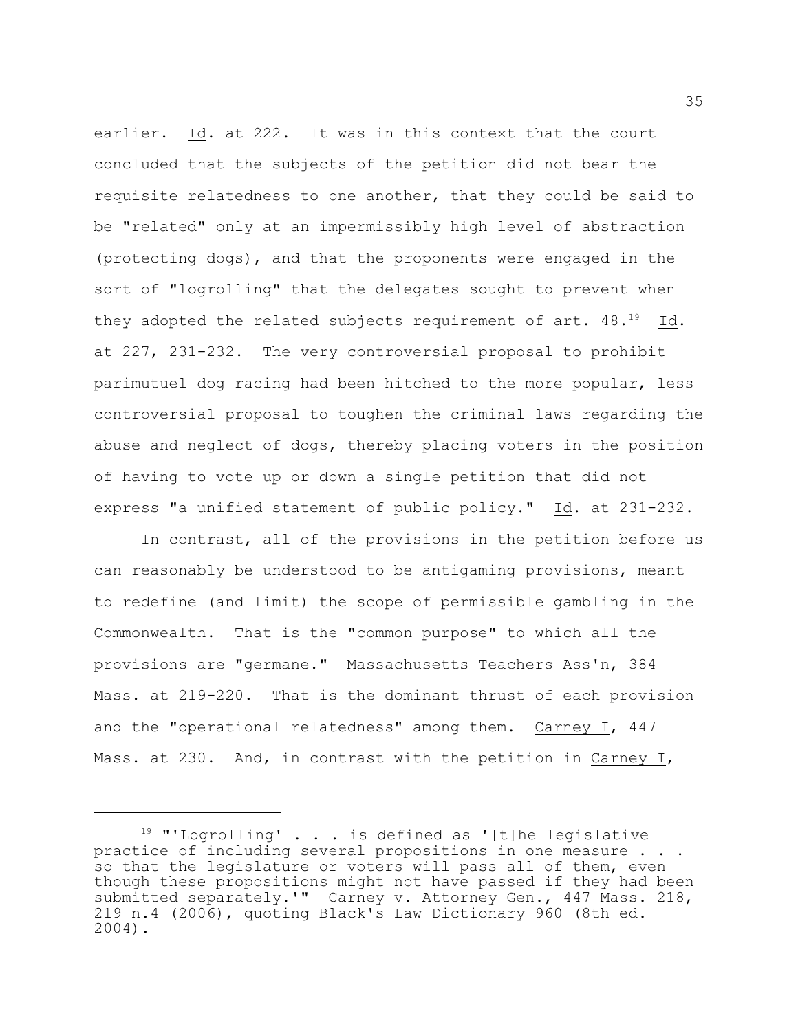earlier. Id. at 222. It was in this context that the court concluded that the subjects of the petition did not bear the requisite relatedness to one another, that they could be said to be "related" only at an impermissibly high level of abstraction (protecting dogs), and that the proponents were engaged in the sort of "logrolling" that the delegates sought to prevent when they adopted the related subjects requirement of art. 48.[19] Id. at 227, 231-232. The very controversial proposal to prohibit parimutuel dog racing had been hitched to the more popular, less controversial proposal to toughen the criminal laws regarding the abuse and neglect of dogs, thereby placing voters in the position of having to vote up or down a single petition that did not express "a unified statement of public policy." Id. at 231-232.

In contrast, all of the provisions in the petition before us can reasonably be understood to be antigaming provisions, meant to redefine (and limit) the scope of permissible gambling in the Commonwealth. That is the "common purpose" to which all the provisions are "germane." Massachusetts Teachers Ass'n, 384 Mass. at 219-220. That is the dominant thrust of each provision and the "operational relatedness" among them. Carney I, 447 Mass. at 230. And, in contrast with the petition in Carney I,

---

[19] "'Logrolling' . . . is defined as '[t]he legislative practice of including several propositions in one measure . . . so that the legislature or voters will pass all of them, even though these propositions might not have passed if they had been submitted separately.'" Carney v. Attorney Gen., 447 Mass. 218, 219 n.4 (2006), quoting Black's Law Dictionary 960 (8th ed. 2004).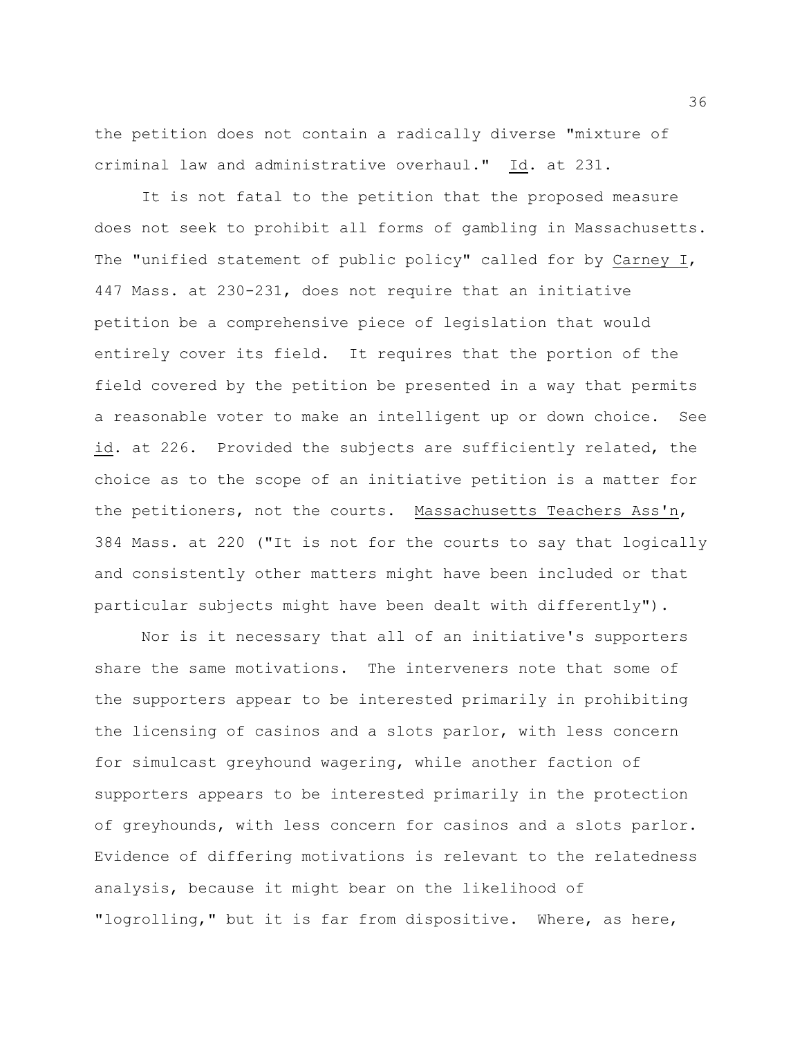the petition does not contain a radically diverse "mixture of criminal law and administrative overhaul." Id. at 231.

It is not fatal to the petition that the proposed measure does not seek to prohibit all forms of gambling in Massachusetts. The "unified statement of public policy" called for by Carney I, 447 Mass. at 230-231, does not require that an initiative petition be a comprehensive piece of legislation that would entirely cover its field. It requires that the portion of the field covered by the petition be presented in a way that permits a reasonable voter to make an intelligent up or down choice. See id. at 226. Provided the subjects are sufficiently related, the choice as to the scope of an initiative petition is a matter for the petitioners, not the courts. Massachusetts Teachers Ass'n, 384 Mass. at 220 ("It is not for the courts to say that logically and consistently other matters might have been included or that particular subjects might have been dealt with differently").

Nor is it necessary that all of an initiative's supporters share the same motivations. The interveners note that some of the supporters appear to be interested primarily in prohibiting the licensing of casinos and a slots parlor, with less concern for simulcast greyhound wagering, while another faction of supporters appears to be interested primarily in the protection of greyhounds, with less concern for casinos and a slots parlor. Evidence of differing motivations is relevant to the relatedness analysis, because it might bear on the likelihood of "logrolling," but it is far from dispositive. Where, as here,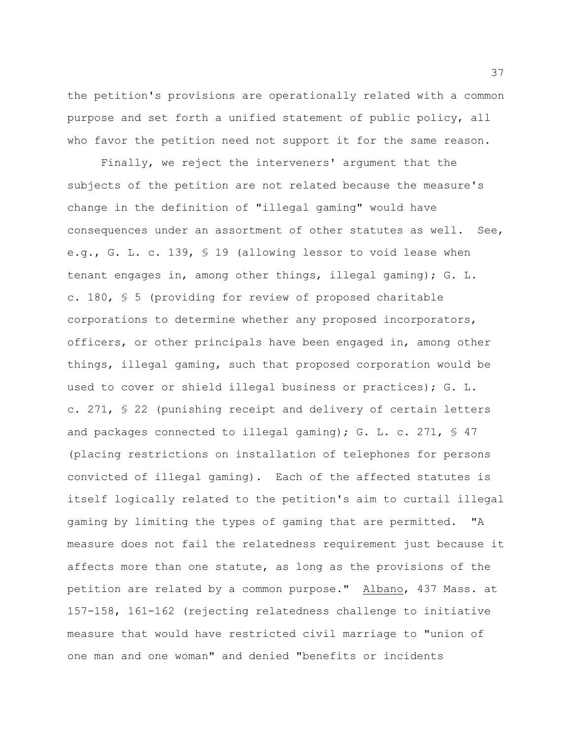the petition's provisions are operationally related with a common purpose and set forth a unified statement of public policy, all who favor the petition need not support it for the same reason.

Finally, we reject the interveners' argument that the subjects of the petition are not related because the measure's change in the definition of "illegal gaming" would have consequences under an assortment of other statutes as well. See, e.g., G. L. c. 139, § 19 (allowing lessor to void lease when tenant engages in, among other things, illegal gaming); G. L. c. 180, § 5 (providing for review of proposed charitable corporations to determine whether any proposed incorporators, officers, or other principals have been engaged in, among other things, illegal gaming, such that proposed corporation would be used to cover or shield illegal business or practices); G. L. c. 271, § 22 (punishing receipt and delivery of certain letters and packages connected to illegal gaming); G. L. c. 271, § 47 (placing restrictions on installation of telephones for persons convicted of illegal gaming). Each of the affected statutes is itself logically related to the petition's aim to curtail illegal gaming by limiting the types of gaming that are permitted. "A measure does not fail the relatedness requirement just because it affects more than one statute, as long as the provisions of the petition are related by a common purpose." <u>Albano</u>, 437 Mass. at 157-158, 161-162 (rejecting relatedness challenge to initiative measure that would have restricted civil marriage to "union of one man and one woman" and denied "benefits or incidents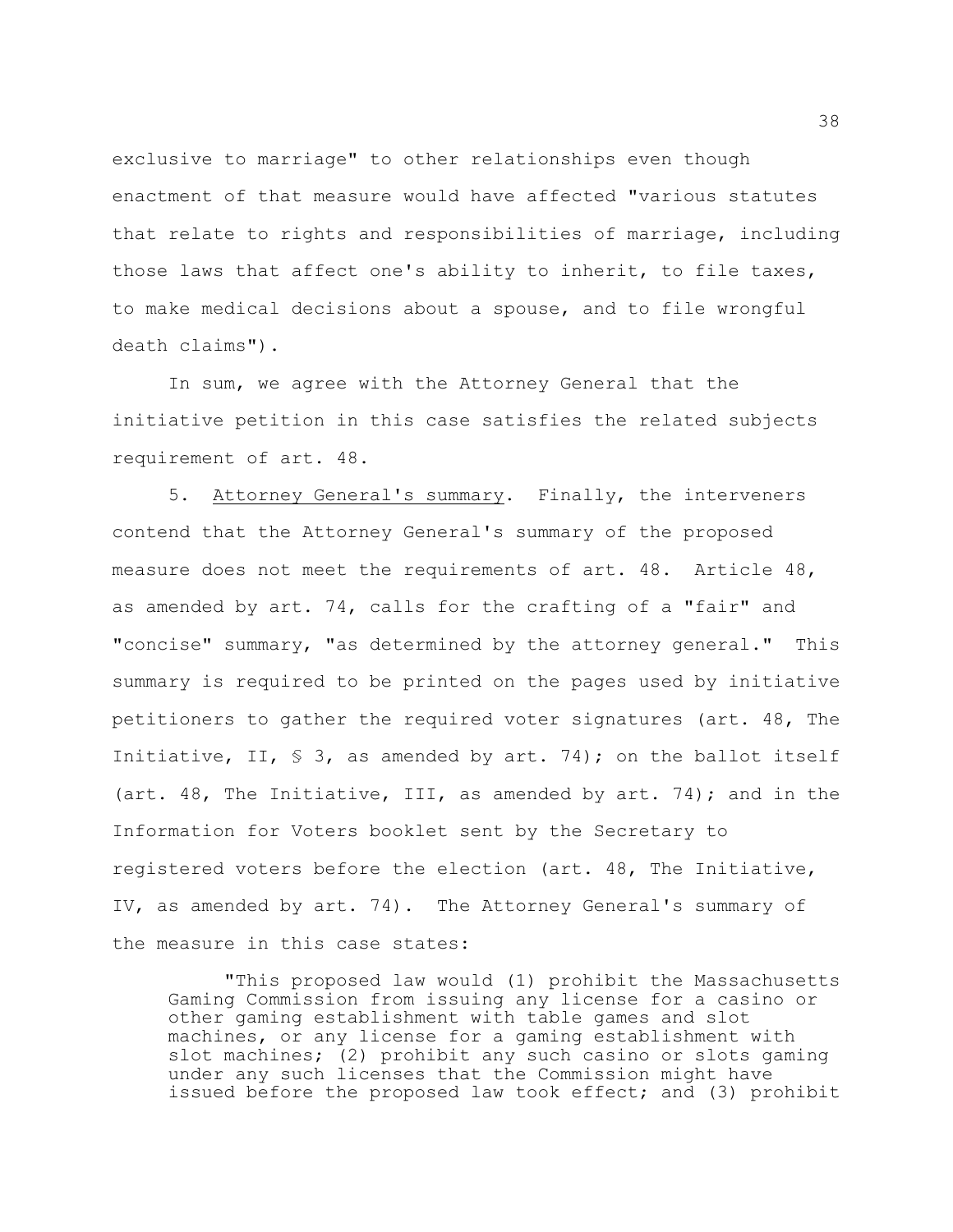exclusive to marriage" to other relationships even though enactment of that measure would have affected "various statutes that relate to rights and responsibilities of marriage, including those laws that affect one's ability to inherit, to file taxes, to make medical decisions about a spouse, and to file wrongful death claims").

In sum, we agree with the Attorney General that the initiative petition in this case satisfies the related subjects requirement of art. 48.

5. Attorney General's summary. Finally, the interveners contend that the Attorney General's summary of the proposed measure does not meet the requirements of art. 48. Article 48, as amended by art. 74, calls for the crafting of a "fair" and "concise" summary, "as determined by the attorney general." This summary is required to be printed on the pages used by initiative petitioners to gather the required voter signatures (art. 48, The Initiative, II, § 3, as amended by art. 74); on the ballot itself (art. 48, The Initiative, III, as amended by art. 74); and in the Information for Voters booklet sent by the Secretary to registered voters before the election (art. 48, The Initiative, IV, as amended by art. 74). The Attorney General's summary of the measure in this case states:

> "This proposed law would (1) prohibit the Massachusetts Gaming Commission from issuing any license for a casino or other gaming establishment with table games and slot machines, or any license for a gaming establishment with slot machines; (2) prohibit any such casino or slots gaming under any such licenses that the Commission might have issued before the proposed law took effect; and (3) prohibit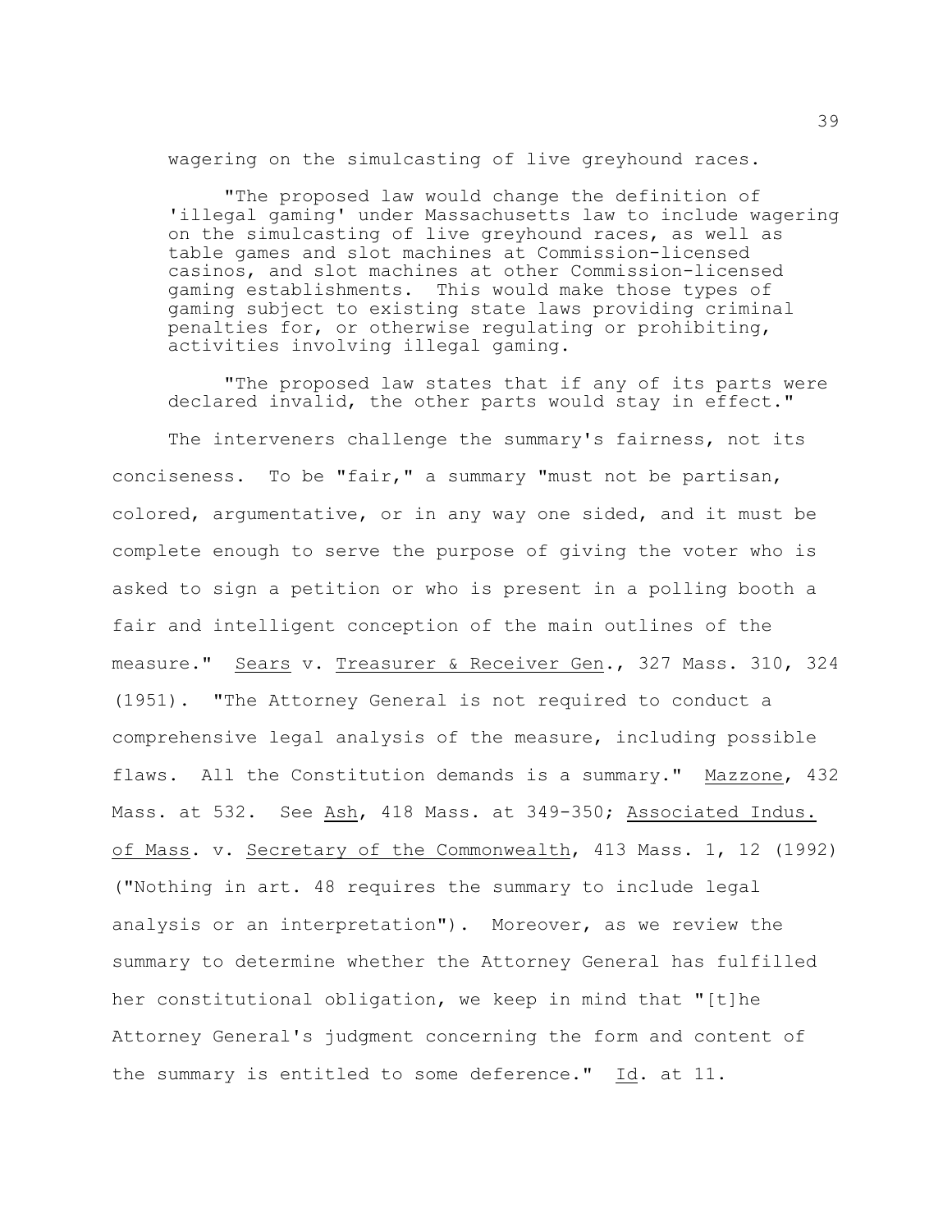wagering on the simulcasting of live greyhound races.

> "The proposed law would change the definition of 'illegal gaming' under Massachusetts law to include wagering on the simulcasting of live greyhound races, as well as table games and slot machines at Commission-licensed casinos, and slot machines at other Commission-licensed gaming establishments. This would make those types of gaming subject to existing state laws providing criminal penalties for, or otherwise regulating or prohibiting, activities involving illegal gaming.
>
> "The proposed law states that if any of its parts were declared invalid, the other parts would stay in effect."

The interveners challenge the summary's fairness, not its conciseness. To be "fair," a summary "must not be partisan, colored, argumentative, or in any way one sided, and it must be complete enough to serve the purpose of giving the voter who is asked to sign a petition or who is present in a polling booth a fair and intelligent conception of the main outlines of the measure." Sears v. Treasurer & Receiver Gen., 327 Mass. 310, 324 (1951). "The Attorney General is not required to conduct a comprehensive legal analysis of the measure, including possible flaws. All the Constitution demands is a summary." Mazzone, 432 Mass. at 532. See Ash, 418 Mass. at 349-350; Associated Indus. of Mass. v. Secretary of the Commonwealth, 413 Mass. 1, 12 (1992) ("Nothing in art. 48 requires the summary to include legal analysis or an interpretation"). Moreover, as we review the summary to determine whether the Attorney General has fulfilled her constitutional obligation, we keep in mind that "[t]he Attorney General's judgment concerning the form and content of the summary is entitled to some deference." Id. at 11.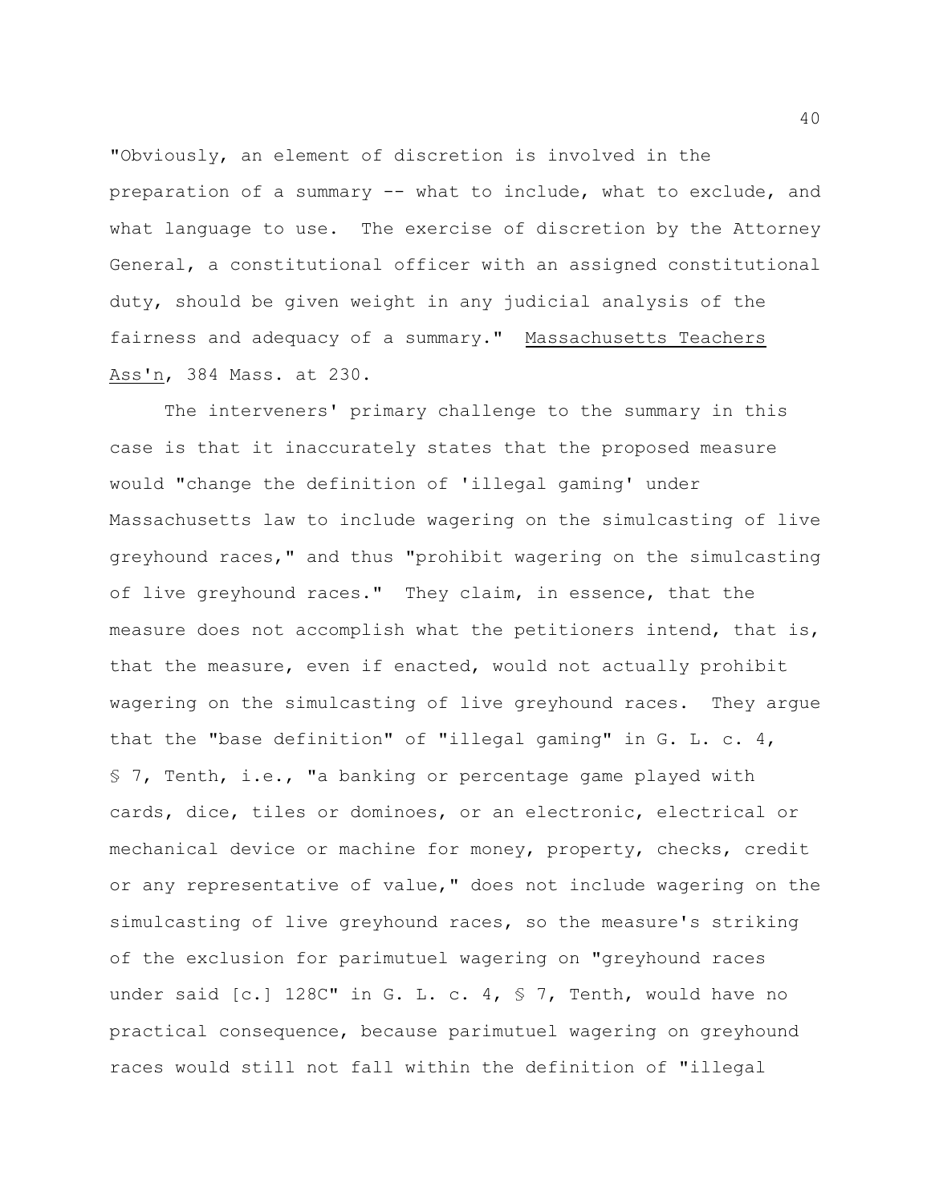"Obviously, an element of discretion is involved in the preparation of a summary -- what to include, what to exclude, and what language to use. The exercise of discretion by the Attorney General, a constitutional officer with an assigned constitutional duty, should be given weight in any judicial analysis of the fairness and adequacy of a summary." Massachusetts Teachers Ass'n, 384 Mass. at 230.

The interveners' primary challenge to the summary in this case is that it inaccurately states that the proposed measure would "change the definition of 'illegal gaming' under Massachusetts law to include wagering on the simulcasting of live greyhound races," and thus "prohibit wagering on the simulcasting of live greyhound races." They claim, in essence, that the measure does not accomplish what the petitioners intend, that is, that the measure, even if enacted, would not actually prohibit wagering on the simulcasting of live greyhound races. They argue that the "base definition" of "illegal gaming" in G. L. c. 4, § 7, Tenth, i.e., "a banking or percentage game played with cards, dice, tiles or dominoes, or an electronic, electrical or mechanical device or machine for money, property, checks, credit or any representative of value," does not include wagering on the simulcasting of live greyhound races, so the measure's striking of the exclusion for parimutuel wagering on "greyhound races under said [c.] 128C" in G. L. c. 4, § 7, Tenth, would have no practical consequence, because parimutuel wagering on greyhound races would still not fall within the definition of "illegal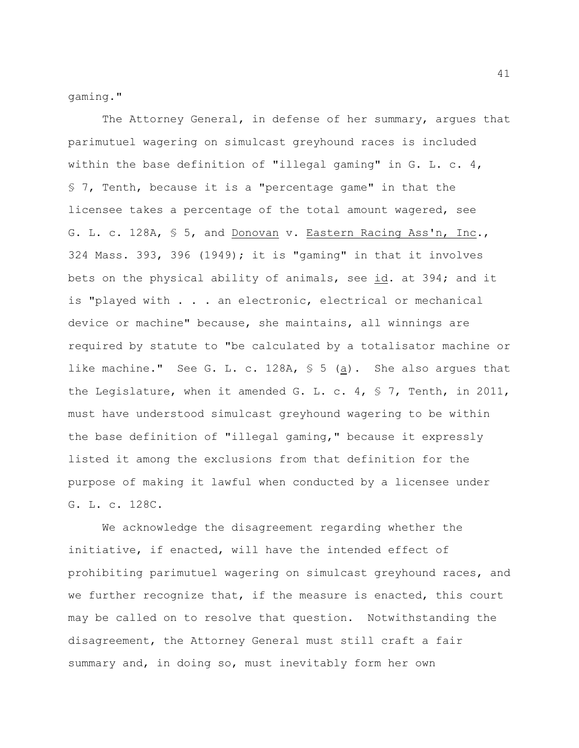gaming."

The Attorney General, in defense of her summary, argues that parimutuel wagering on simulcast greyhound races is included within the base definition of "illegal gaming" in G. L. c. 4, § 7, Tenth, because it is a "percentage game" in that the licensee takes a percentage of the total amount wagered, see G. L. c. 128A, § 5, and Donovan v. Eastern Racing Ass'n, Inc., 324 Mass. 393, 396 (1949); it is "gaming" in that it involves bets on the physical ability of animals, see id. at 394; and it is "played with . . . an electronic, electrical or mechanical device or machine" because, she maintains, all winnings are required by statute to "be calculated by a totalisator machine or like machine." See G. L. c. 128A, § 5 (a). She also argues that the Legislature, when it amended G. L. c. 4, § 7, Tenth, in 2011, must have understood simulcast greyhound wagering to be within the base definition of "illegal gaming," because it expressly listed it among the exclusions from that definition for the purpose of making it lawful when conducted by a licensee under G. L. c. 128C.

We acknowledge the disagreement regarding whether the initiative, if enacted, will have the intended effect of prohibiting parimutuel wagering on simulcast greyhound races, and we further recognize that, if the measure is enacted, this court may be called on to resolve that question. Notwithstanding the disagreement, the Attorney General must still craft a fair summary and, in doing so, must inevitably form her own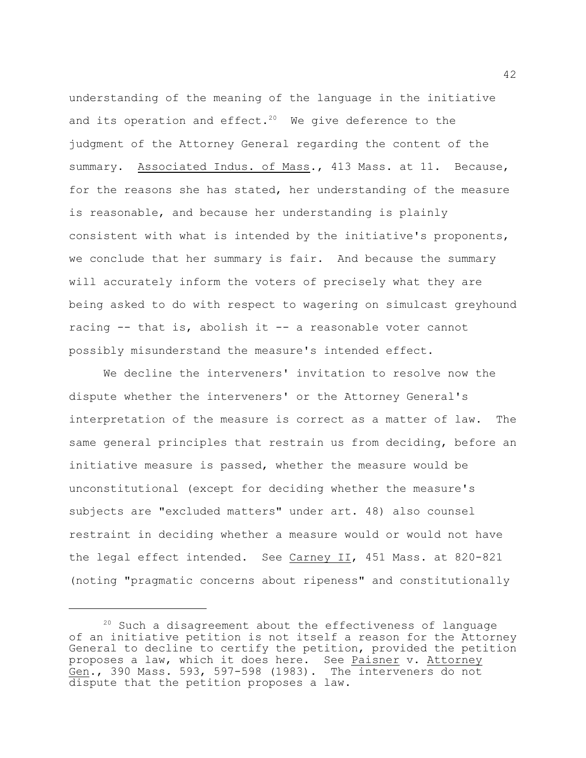understanding of the meaning of the language in the initiative and its operation and effect.[20] We give deference to the judgment of the Attorney General regarding the content of the summary. Associated Indus. of Mass., 413 Mass. at 11. Because, for the reasons she has stated, her understanding of the measure is reasonable, and because her understanding is plainly consistent with what is intended by the initiative's proponents, we conclude that her summary is fair. And because the summary will accurately inform the voters of precisely what they are being asked to do with respect to wagering on simulcast greyhound racing -- that is, abolish it -- a reasonable voter cannot possibly misunderstand the measure's intended effect.

We decline the interveners' invitation to resolve now the dispute whether the interveners' or the Attorney General's interpretation of the measure is correct as a matter of law. The same general principles that restrain us from deciding, before an initiative measure is passed, whether the measure would be unconstitutional (except for deciding whether the measure's subjects are "excluded matters" under art. 48) also counsel restraint in deciding whether a measure would or would not have the legal effect intended. See Carney II, 451 Mass. at 820-821 (noting "pragmatic concerns about ripeness" and constitutionally

---

[20] Such a disagreement about the effectiveness of language of an initiative petition is not itself a reason for the Attorney General to decline to certify the petition, provided the petition proposes a law, which it does here. See Paisner v. Attorney Gen., 390 Mass. 593, 597-598 (1983). The interveners do not dispute that the petition proposes a law.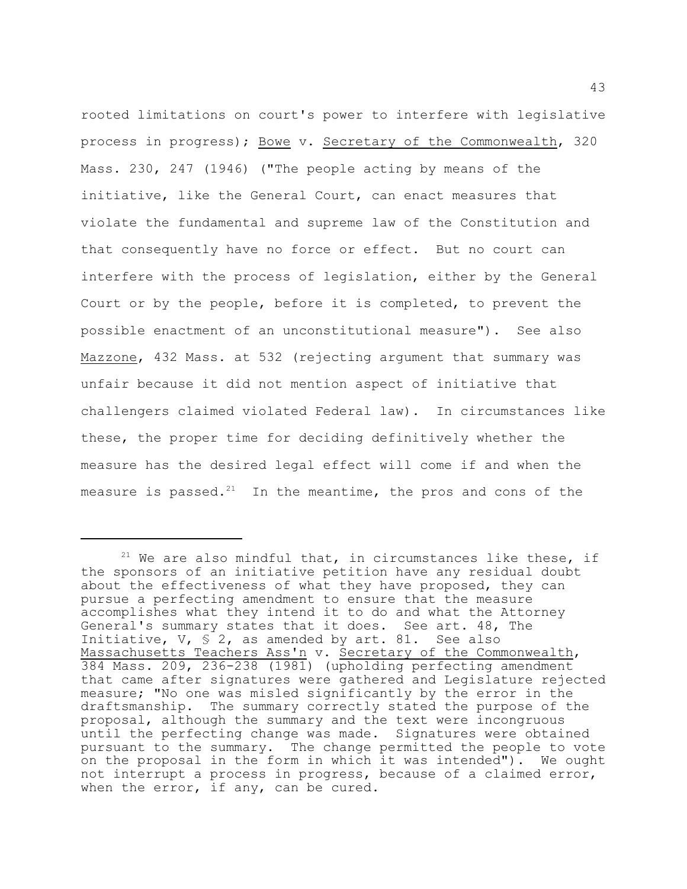rooted limitations on court's power to interfere with legislative process in progress); Bowe v. Secretary of the Commonwealth, 320 Mass. 230, 247 (1946) ("The people acting by means of the initiative, like the General Court, can enact measures that violate the fundamental and supreme law of the Constitution and that consequently have no force or effect. But no court can interfere with the process of legislation, either by the General Court or by the people, before it is completed, to prevent the possible enactment of an unconstitutional measure"). See also Mazzone, 432 Mass. at 532 (rejecting argument that summary was unfair because it did not mention aspect of initiative that challengers claimed violated Federal law). In circumstances like these, the proper time for deciding definitively whether the measure has the desired legal effect will come if and when the measure is passed.[21] In the meantime, the pros and cons of the

---

[21] We are also mindful that, in circumstances like these, if the sponsors of an initiative petition have any residual doubt about the effectiveness of what they have proposed, they can pursue a perfecting amendment to ensure that the measure accomplishes what they intend it to do and what the Attorney General's summary states that it does. See art. 48, The Initiative, V, § 2, as amended by art. 81. See also Massachusetts Teachers Ass'n v. Secretary of the Commonwealth, 384 Mass. 209, 236-238 (1981) (upholding perfecting amendment that came after signatures were gathered and Legislature rejected measure; "No one was misled significantly by the error in the draftsmanship. The summary correctly stated the purpose of the proposal, although the summary and the text were incongruous until the perfecting change was made. Signatures were obtained pursuant to the summary. The change permitted the people to vote on the proposal in the form in which it was intended"). We ought not interrupt a process in progress, because of a claimed error, when the error, if any, can be cured.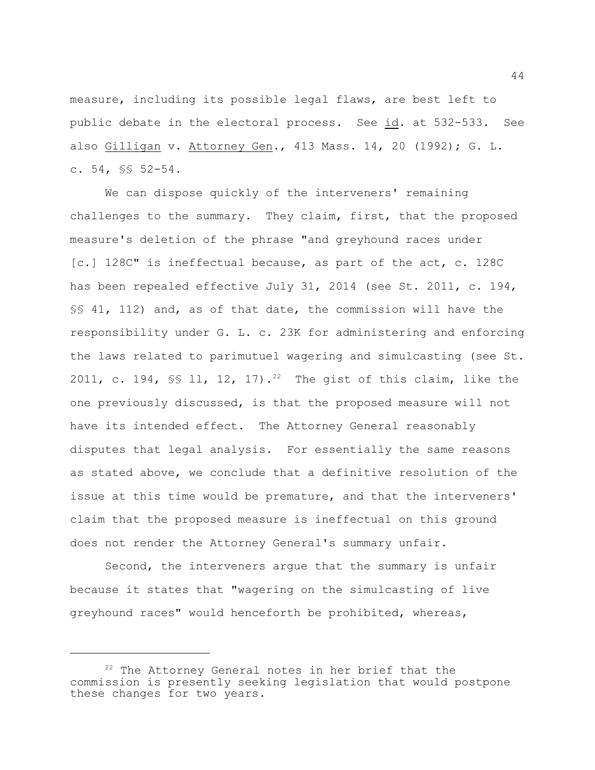measure, including its possible legal flaws, are best left to public debate in the electoral process. See _id_. at 532-533. See also _Gilligan_ v. _Attorney Gen_., 413 Mass. 14, 20 (1992); G. L. c. 54, §§ 52-54.

We can dispose quickly of the interveners' remaining challenges to the summary. They claim, first, that the proposed measure's deletion of the phrase "and greyhound races under [c.] 128C" is ineffectual because, as part of the act, c. 128C has been repealed effective July 31, 2014 (see St. 2011, c. 194, §§ 41, 112) and, as of that date, the commission will have the responsibility under G. L. c. 23K for administering and enforcing the laws related to parimutuel wagering and simulcasting (see St. 2011, c. 194, §§ 11, 12, 17).[22] The gist of this claim, like the one previously discussed, is that the proposed measure will not have its intended effect. The Attorney General reasonably disputes that legal analysis. For essentially the same reasons as stated above, we conclude that a definitive resolution of the issue at this time would be premature, and that the interveners' claim that the proposed measure is ineffectual on this ground does not render the Attorney General's summary unfair.

Second, the interveners argue that the summary is unfair because it states that "wagering on the simulcasting of live greyhound races" would henceforth be prohibited, whereas,

[22] The Attorney General notes in her brief that the commission is presently seeking legislation that would postpone these changes for two years.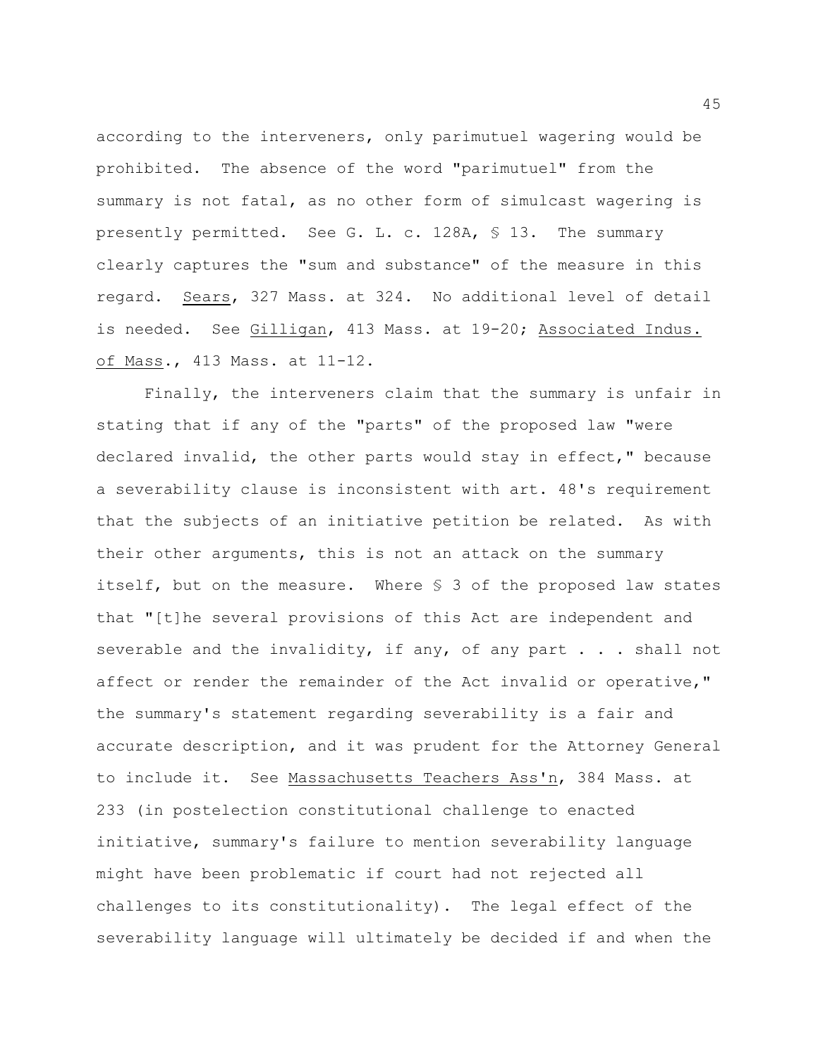according to the interveners, only parimutuel wagering would be prohibited. The absence of the word "parimutuel" from the summary is not fatal, as no other form of simulcast wagering is presently permitted. See G. L. c. 128A, § 13. The summary clearly captures the "sum and substance" of the measure in this regard. Sears, 327 Mass. at 324. No additional level of detail is needed. See Gilligan, 413 Mass. at 19-20; Associated Indus. of Mass., 413 Mass. at 11-12.

Finally, the interveners claim that the summary is unfair in stating that if any of the "parts" of the proposed law "were declared invalid, the other parts would stay in effect," because a severability clause is inconsistent with art. 48's requirement that the subjects of an initiative petition be related. As with their other arguments, this is not an attack on the summary itself, but on the measure. Where § 3 of the proposed law states that "[t]he several provisions of this Act are independent and severable and the invalidity, if any, of any part . . . shall not affect or render the remainder of the Act invalid or operative," the summary's statement regarding severability is a fair and accurate description, and it was prudent for the Attorney General to include it. See Massachusetts Teachers Ass'n, 384 Mass. at 233 (in postelection constitutional challenge to enacted initiative, summary's failure to mention severability language might have been problematic if court had not rejected all challenges to its constitutionality). The legal effect of the severability language will ultimately be decided if and when the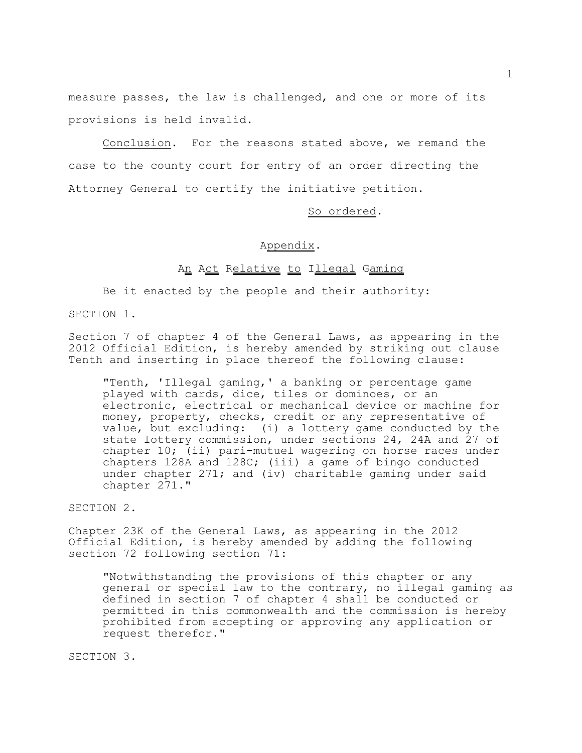measure passes, the law is challenged, and one or more of its provisions is held invalid.

Conclusion. For the reasons stated above, we remand the case to the county court for entry of an order directing the Attorney General to certify the initiative petition.

So ordered.

## Appendix.

### An Act Relative to Illegal Gaming

Be it enacted by the people and their authority:

SECTION 1.

Section 7 of chapter 4 of the General Laws, as appearing in the 2012 Official Edition, is hereby amended by striking out clause Tenth and inserting in place thereof the following clause:

> "Tenth, 'Illegal gaming,' a banking or percentage game played with cards, dice, tiles or dominoes, or an electronic, electrical or mechanical device or machine for money, property, checks, credit or any representative of value, but excluding: (i) a lottery game conducted by the state lottery commission, under sections 24, 24A and 27 of chapter 10; (ii) pari-mutuel wagering on horse races under chapters 128A and 128C; (iii) a game of bingo conducted under chapter 271; and (iv) charitable gaming under said chapter 271."

SECTION 2.

Chapter 23K of the General Laws, as appearing in the 2012 Official Edition, is hereby amended by adding the following section 72 following section 71:

> "Notwithstanding the provisions of this chapter or any general or special law to the contrary, no illegal gaming as defined in section 7 of chapter 4 shall be conducted or permitted in this commonwealth and the commission is hereby prohibited from accepting or approving any application or request therefor."

SECTION 3.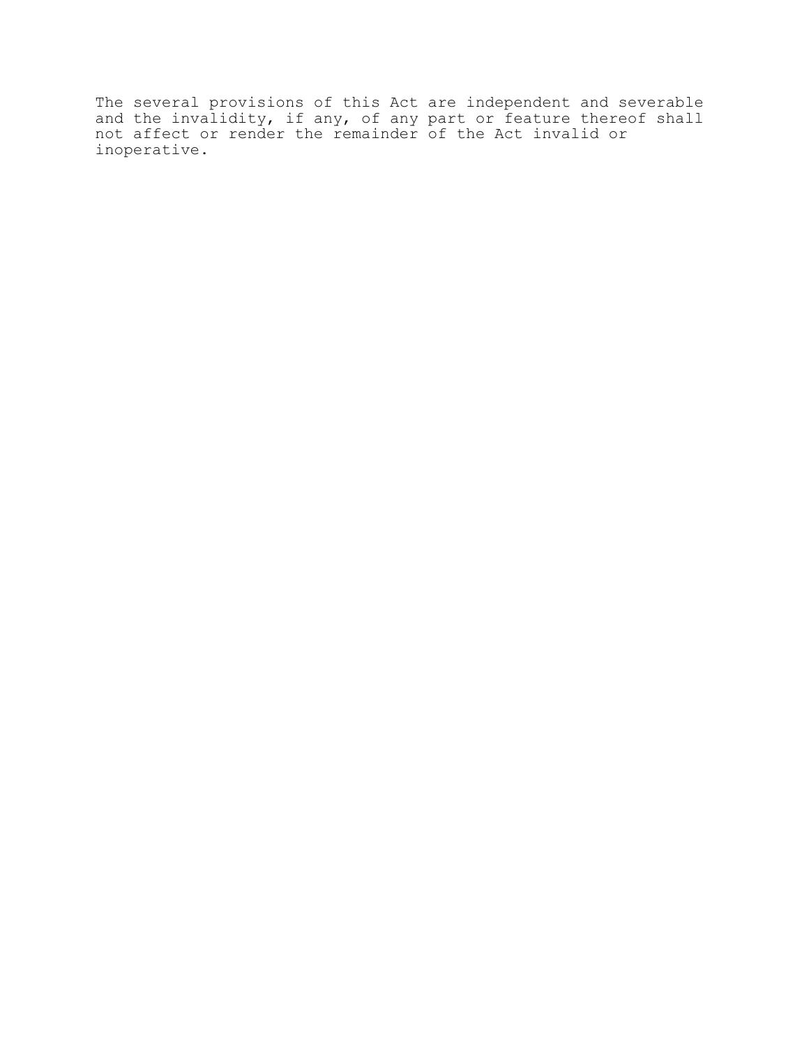The several provisions of this Act are independent and severable and the invalidity, if any, of any part or feature thereof shall not affect or render the remainder of the Act invalid or inoperative.